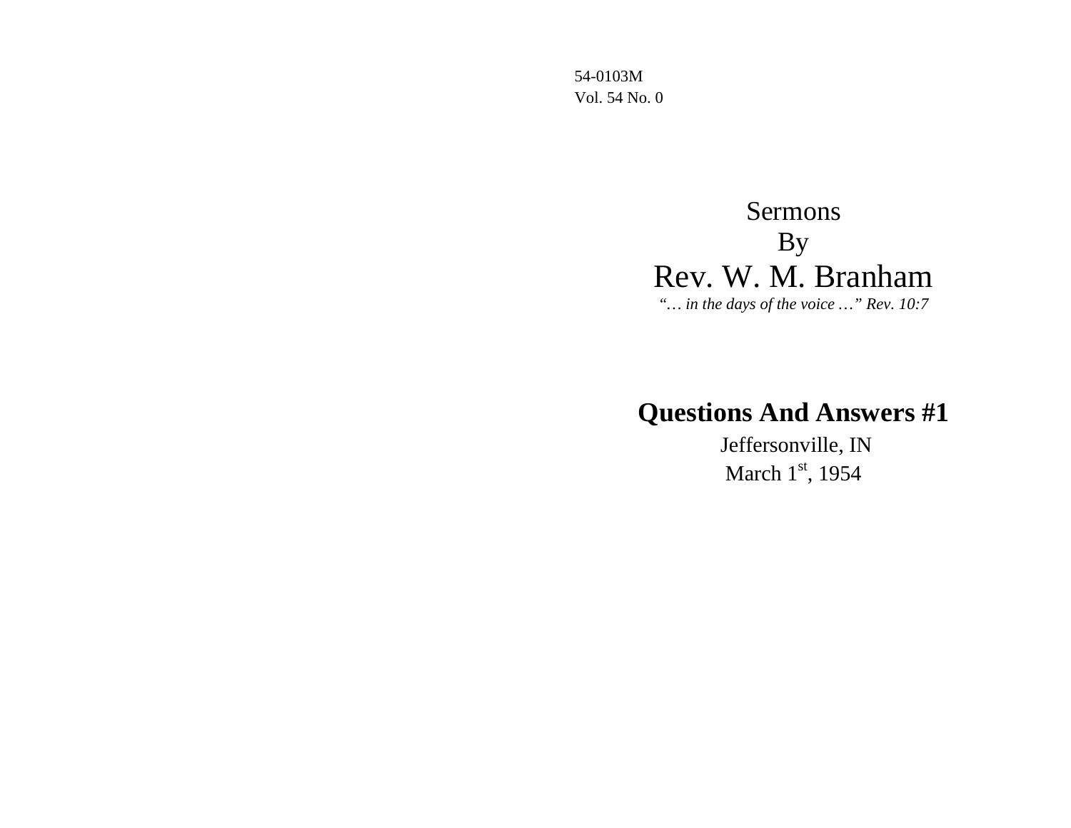54-0103M
Vol. 54 No. 0

# Sermons
# By
# Rev. W. M. Branham

*"… in the days of the voice …" Rev. 10:7*

## Questions And Answers #1

Jeffersonville, IN
March 1st, 1954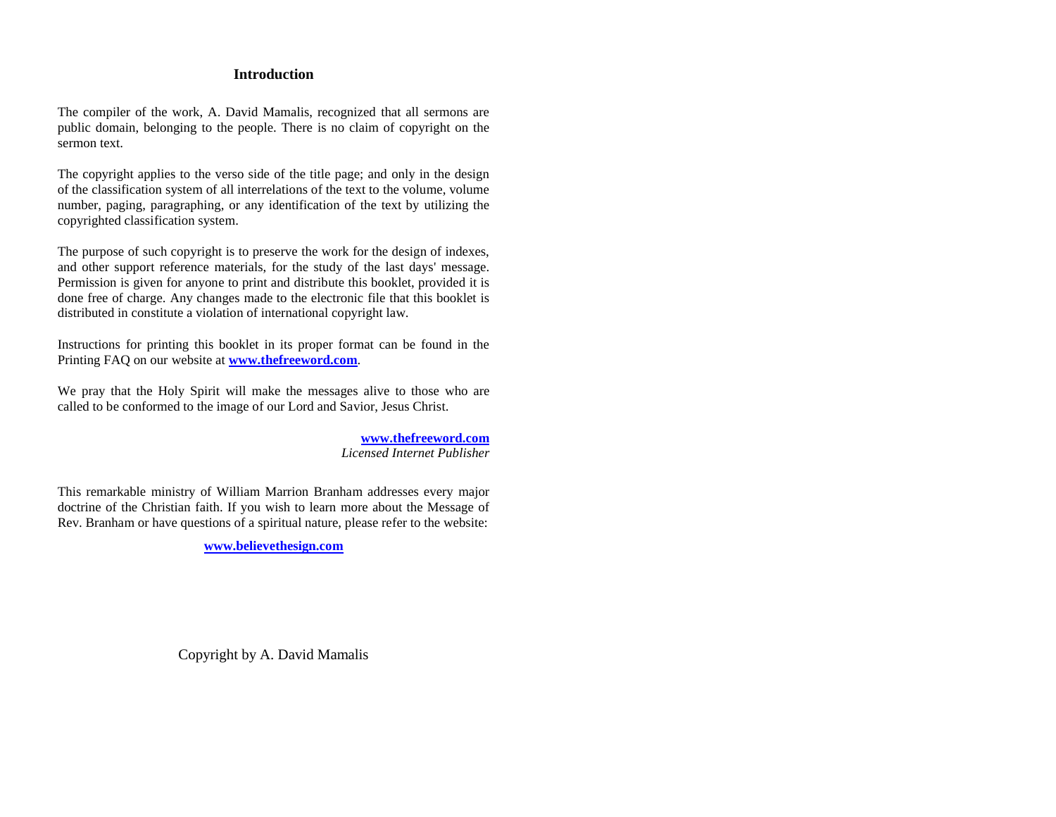## Introduction

The compiler of the work, A. David Mamalis, recognized that all sermons are public domain, belonging to the people. There is no claim of copyright on the sermon text.

The copyright applies to the verso side of the title page; and only in the design of the classification system of all interrelations of the text to the volume, volume number, paging, paragraphing, or any identification of the text by utilizing the copyrighted classification system.

The purpose of such copyright is to preserve the work for the design of indexes, and other support reference materials, for the study of the last days' message. Permission is given for anyone to print and distribute this booklet, provided it is done free of charge. Any changes made to the electronic file that this booklet is distributed in constitute a violation of international copyright law.

Instructions for printing this booklet in its proper format can be found in the Printing FAQ on our website at **www.thefreeword.com**.

We pray that the Holy Spirit will make the messages alive to those who are called to be conformed to the image of our Lord and Savior, Jesus Christ.

**www.thefreeword.com**
*Licensed Internet Publisher*

This remarkable ministry of William Marrion Branham addresses every major doctrine of the Christian faith. If you wish to learn more about the Message of Rev. Branham or have questions of a spiritual nature, please refer to the website:

**www.believethesign.com**

Copyright by A. David Mamalis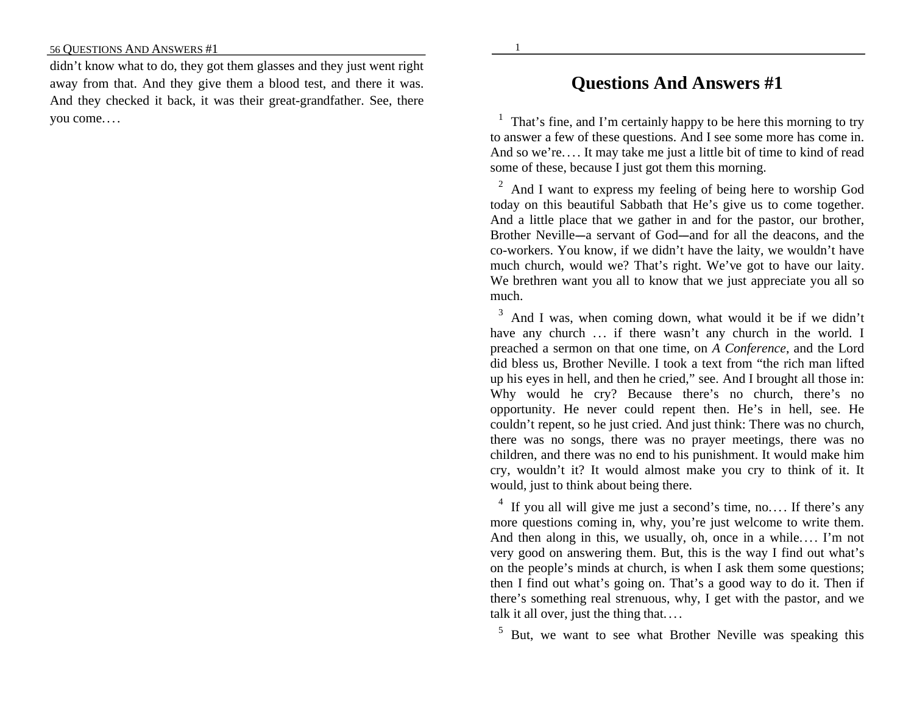didn't know what to do, they got them glasses and they just went right away from that. And they give them a blood test, and there it was. And they checked it back, it was their great-grandfather. See, there you come.…

# Questions And Answers #1

1 That's fine, and I'm certainly happy to be here this morning to try to answer a few of these questions. And I see some more has come in. And so we're.… It may take me just a little bit of time to kind of read some of these, because I just got them this morning.

2 And I want to express my feeling of being here to worship God today on this beautiful Sabbath that He's give us to come together. And a little place that we gather in and for the pastor, our brother, Brother Neville—a servant of God—and for all the deacons, and the co-workers. You know, if we didn't have the laity, we wouldn't have much church, would we? That's right. We've got to have our laity. We brethren want you all to know that we just appreciate you all so much.

3 And I was, when coming down, what would it be if we didn't have any church … if there wasn't any church in the world. I preached a sermon on that one time, on *A Conference*, and the Lord did bless us, Brother Neville. I took a text from "the rich man lifted up his eyes in hell, and then he cried," see. And I brought all those in: Why would he cry? Because there's no church, there's no opportunity. He never could repent then. He's in hell, see. He couldn't repent, so he just cried. And just think: There was no church, there was no songs, there was no prayer meetings, there was no children, and there was no end to his punishment. It would make him cry, wouldn't it? It would almost make you cry to think of it. It would, just to think about being there.

4 If you all will give me just a second's time, no.… If there's any more questions coming in, why, you're just welcome to write them. And then along in this, we usually, oh, once in a while.… I'm not very good on answering them. But, this is the way I find out what's on the people's minds at church, is when I ask them some questions; then I find out what's going on. That's a good way to do it. Then if there's something real strenuous, why, I get with the pastor, and we talk it all over, just the thing that.…

5 But, we want to see what Brother Neville was speaking this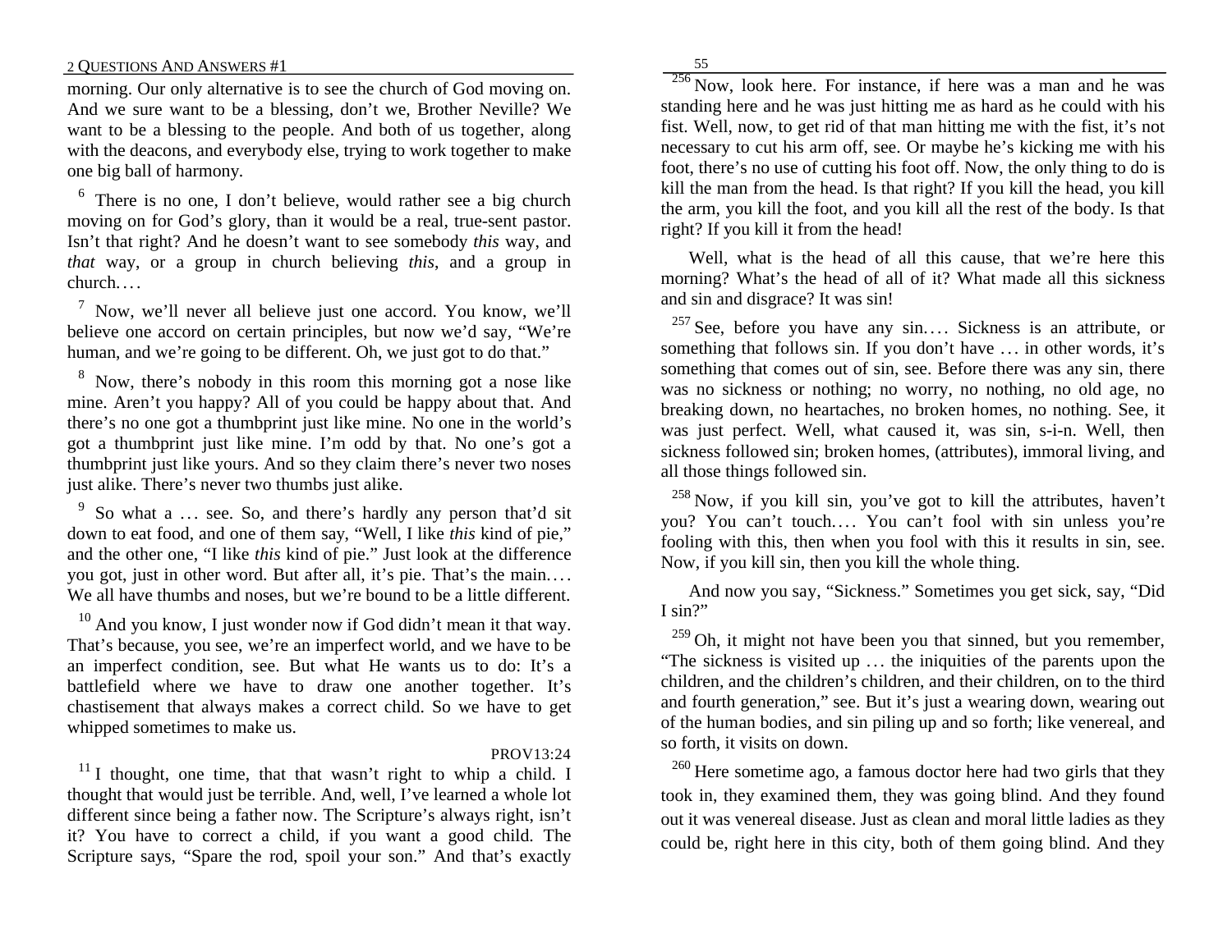morning. Our only alternative is to see the church of God moving on. And we sure want to be a blessing, don't we, Brother Neville? We want to be a blessing to the people. And both of us together, along with the deacons, and everybody else, trying to work together to make one big ball of harmony.

[6] There is no one, I don't believe, would rather see a big church moving on for God's glory, than it would be a real, true-sent pastor. Isn't that right? And he doesn't want to see somebody *this* way, and *that* way, or a group in church believing *this*, and a group in church.…

[7] Now, we'll never all believe just one accord. You know, we'll believe one accord on certain principles, but now we'd say, "We're human, and we're going to be different. Oh, we just got to do that."

[8] Now, there's nobody in this room this morning got a nose like mine. Aren't you happy? All of you could be happy about that. And there's no one got a thumbprint just like mine. No one in the world's got a thumbprint just like mine. I'm odd by that. No one's got a thumbprint just like yours. And so they claim there's never two noses just alike. There's never two thumbs just alike.

[9] So what a … see. So, and there's hardly any person that'd sit down to eat food, and one of them say, "Well, I like *this* kind of pie," and the other one, "I like *this* kind of pie." Just look at the difference you got, just in other word. But after all, it's pie. That's the main.… We all have thumbs and noses, but we're bound to be a little different.

[10] And you know, I just wonder now if God didn't mean it that way. That's because, you see, we're an imperfect world, and we have to be an imperfect condition, see. But what He wants us to do: It's a battlefield where we have to draw one another together. It's chastisement that always makes a correct child. So we have to get whipped sometimes to make us.

PROV13:24

[11] I thought, one time, that that wasn't right to whip a child. I thought that would just be terrible. And, well, I've learned a whole lot different since being a father now. The Scripture's always right, isn't it? You have to correct a child, if you want a good child. The Scripture says, "Spare the rod, spoil your son." And that's exactly

[256] Now, look here. For instance, if here was a man and he was standing here and he was just hitting me as hard as he could with his fist. Well, now, to get rid of that man hitting me with the fist, it's not necessary to cut his arm off, see. Or maybe he's kicking me with his foot, there's no use of cutting his foot off. Now, the only thing to do is kill the man from the head. Is that right? If you kill the head, you kill the arm, you kill the foot, and you kill all the rest of the body. Is that right? If you kill it from the head!

Well, what is the head of all this cause, that we're here this morning? What's the head of all of it? What made all this sickness and sin and disgrace? It was sin!

[257] See, before you have any sin.… Sickness is an attribute, or something that follows sin. If you don't have … in other words, it's something that comes out of sin, see. Before there was any sin, there was no sickness or nothing; no worry, no nothing, no old age, no breaking down, no heartaches, no broken homes, no nothing. See, it was just perfect. Well, what caused it, was sin, s-i-n. Well, then sickness followed sin; broken homes, (attributes), immoral living, and all those things followed sin.

[258] Now, if you kill sin, you've got to kill the attributes, haven't you? You can't touch.… You can't fool with sin unless you're fooling with this, then when you fool with this it results in sin, see. Now, if you kill sin, then you kill the whole thing.

And now you say, "Sickness." Sometimes you get sick, say, "Did I sin?"

[259] Oh, it might not have been you that sinned, but you remember, "The sickness is visited up … the iniquities of the parents upon the children, and the children's children, and their children, on to the third and fourth generation," see. But it's just a wearing down, wearing out of the human bodies, and sin piling up and so forth; like venereal, and so forth, it visits on down.

[260] Here sometime ago, a famous doctor here had two girls that they took in, they examined them, they was going blind. And they found out it was venereal disease. Just as clean and moral little ladies as they could be, right here in this city, both of them going blind. And they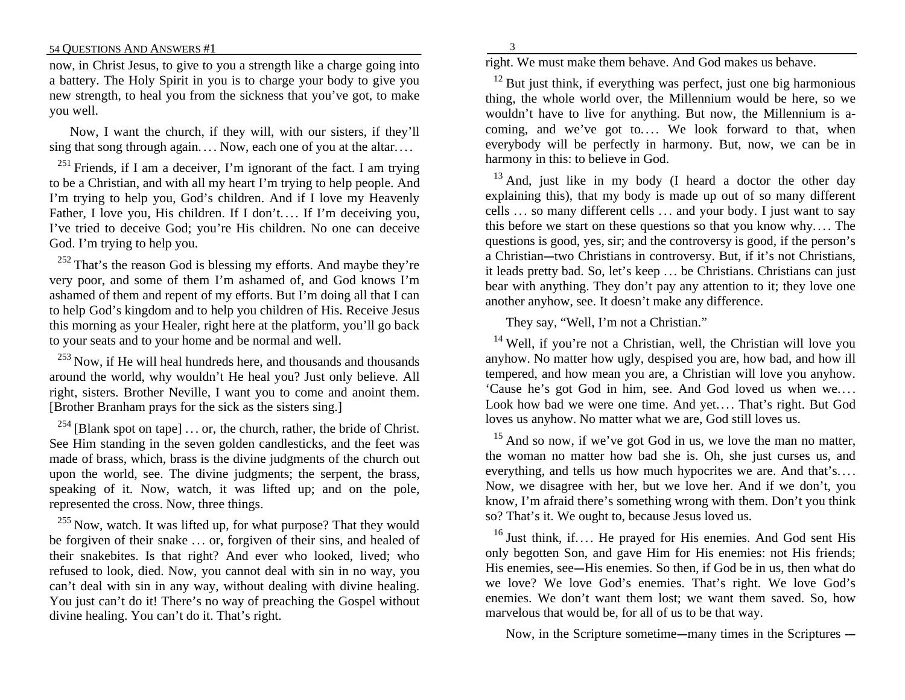now, in Christ Jesus, to give to you a strength like a charge going into a battery. The Holy Spirit in you is to charge your body to give you new strength, to heal you from the sickness that you've got, to make you well.

Now, I want the church, if they will, with our sisters, if they'll sing that song through again.… Now, each one of you at the altar.…

[251] Friends, if I am a deceiver, I'm ignorant of the fact. I am trying to be a Christian, and with all my heart I'm trying to help people. And I'm trying to help you, God's children. And if I love my Heavenly Father, I love you, His children. If I don't.… If I'm deceiving you, I've tried to deceive God; you're His children. No one can deceive God. I'm trying to help you.

[252] That's the reason God is blessing my efforts. And maybe they're very poor, and some of them I'm ashamed of, and God knows I'm ashamed of them and repent of my efforts. But I'm doing all that I can to help God's kingdom and to help you children of His. Receive Jesus this morning as your Healer, right here at the platform, you'll go back to your seats and to your home and be normal and well.

[253] Now, if He will heal hundreds here, and thousands and thousands around the world, why wouldn't He heal you? Just only believe. All right, sisters. Brother Neville, I want you to come and anoint them. [Brother Branham prays for the sick as the sisters sing.]

[254] [Blank spot on tape] … or, the church, rather, the bride of Christ. See Him standing in the seven golden candlesticks, and the feet was made of brass, which, brass is the divine judgments of the church out upon the world, see. The divine judgments; the serpent, the brass, speaking of it. Now, watch, it was lifted up; and on the pole, represented the cross. Now, three things.

[255] Now, watch. It was lifted up, for what purpose? That they would be forgiven of their snake … or, forgiven of their sins, and healed of their snakebites. Is that right? And ever who looked, lived; who refused to look, died. Now, you cannot deal with sin in no way, you can't deal with sin in any way, without dealing with divine healing. You just can't do it! There's no way of preaching the Gospel without divine healing. You can't do it. That's right.

right. We must make them behave. And God makes us behave.

[12] But just think, if everything was perfect, just one big harmonious thing, the whole world over, the Millennium would be here, so we wouldn't have to live for anything. But now, the Millennium is a-coming, and we've got to.… We look forward to that, when everybody will be perfectly in harmony. But, now, we can be in harmony in this: to believe in God.

[13] And, just like in my body (I heard a doctor the other day explaining this), that my body is made up out of so many different cells … so many different cells … and your body. I just want to say this before we start on these questions so that you know why.… The questions is good, yes, sir; and the controversy is good, if the person's a Christian—two Christians in controversy. But, if it's not Christians, it leads pretty bad. So, let's keep … be Christians. Christians can just bear with anything. They don't pay any attention to it; they love one another anyhow, see. It doesn't make any difference.

They say, "Well, I'm not a Christian."

[14] Well, if you're not a Christian, well, the Christian will love you anyhow. No matter how ugly, despised you are, how bad, and how ill tempered, and how mean you are, a Christian will love you anyhow. 'Cause he's got God in him, see. And God loved us when we.… Look how bad we were one time. And yet.… That's right. But God loves us anyhow. No matter what we are, God still loves us.

[15] And so now, if we've got God in us, we love the man no matter, the woman no matter how bad she is. Oh, she just curses us, and everything, and tells us how much hypocrites we are. And that's.… Now, we disagree with her, but we love her. And if we don't, you know, I'm afraid there's something wrong with them. Don't you think so? That's it. We ought to, because Jesus loved us.

[16] Just think, if.… He prayed for His enemies. And God sent His only begotten Son, and gave Him for His enemies: not His friends; His enemies, see—His enemies. So then, if God be in us, then what do we love? We love God's enemies. That's right. We love God's enemies. We don't want them lost; we want them saved. So, how marvelous that would be, for all of us to be that way.

Now, in the Scripture sometime—many times in the Scriptures —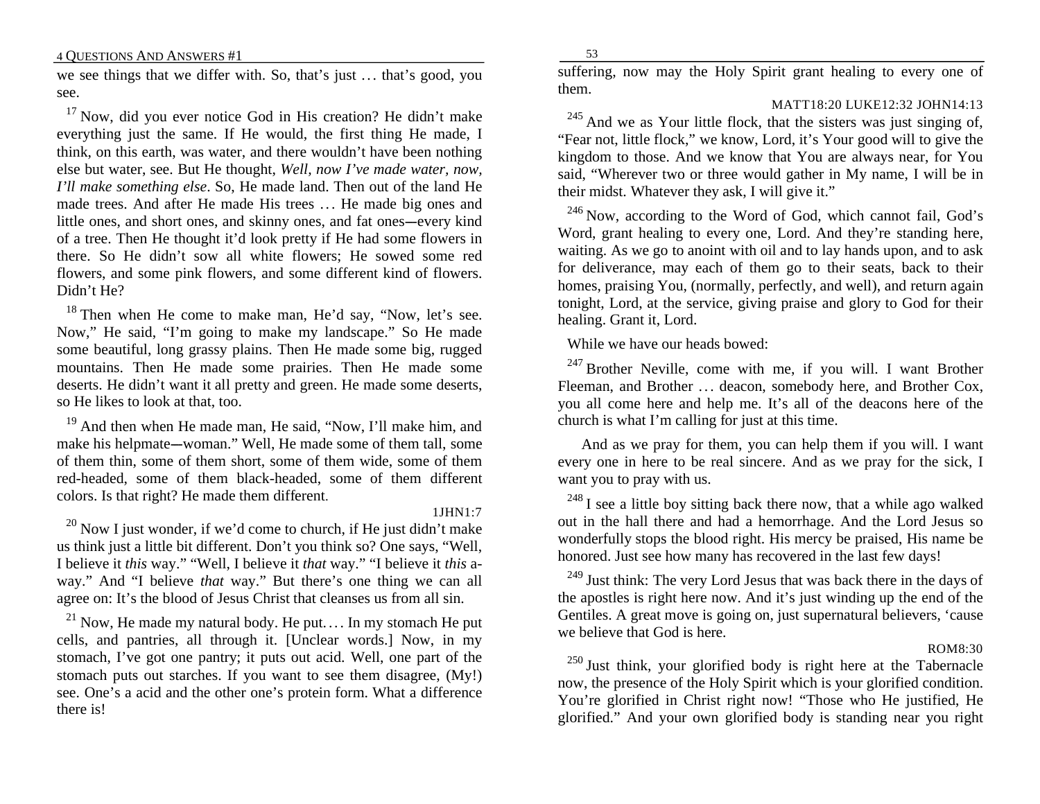we see things that we differ with. So, that's just … that's good, you see.

[17] Now, did you ever notice God in His creation? He didn't make everything just the same. If He would, the first thing He made, I think, on this earth, was water, and there wouldn't have been nothing else but water, see. But He thought, *Well, now I've made water, now, I'll make something else*. So, He made land. Then out of the land He made trees. And after He made His trees … He made big ones and little ones, and short ones, and skinny ones, and fat ones—every kind of a tree. Then He thought it'd look pretty if He had some flowers in there. So He didn't sow all white flowers; He sowed some red flowers, and some pink flowers, and some different kind of flowers. Didn't He?

[18] Then when He come to make man, He'd say, "Now, let's see. Now," He said, "I'm going to make my landscape." So He made some beautiful, long grassy plains. Then He made some big, rugged mountains. Then He made some prairies. Then He made some deserts. He didn't want it all pretty and green. He made some deserts, so He likes to look at that, too.

[19] And then when He made man, He said, "Now, I'll make him, and make his helpmate—woman." Well, He made some of them tall, some of them thin, some of them short, some of them wide, some of them red-headed, some of them black-headed, some of them different colors. Is that right? He made them different.

1JHN1:7

[20] Now I just wonder, if we'd come to church, if He just didn't make us think just a little bit different. Don't you think so? One says, "Well, I believe it *this* way." "Well, I believe it *that* way." "I believe it *this* a-way." And "I believe *that* way." But there's one thing we can all agree on: It's the blood of Jesus Christ that cleanses us from all sin.

[21] Now, He made my natural body. He put.… In my stomach He put cells, and pantries, all through it. [Unclear words.] Now, in my stomach, I've got one pantry; it puts out acid. Well, one part of the stomach puts out starches. If you want to see them disagree, (My!) see. One's a acid and the other one's protein form. What a difference there is!

suffering, now may the Holy Spirit grant healing to every one of them.

MATT18:20 LUKE12:32 JOHN14:13

[245] And we as Your little flock, that the sisters was just singing of, "Fear not, little flock," we know, Lord, it's Your good will to give the kingdom to those. And we know that You are always near, for You said, "Wherever two or three would gather in My name, I will be in their midst. Whatever they ask, I will give it."

[246] Now, according to the Word of God, which cannot fail, God's Word, grant healing to every one, Lord. And they're standing here, waiting. As we go to anoint with oil and to lay hands upon, and to ask for deliverance, may each of them go to their seats, back to their homes, praising You, (normally, perfectly, and well), and return again tonight, Lord, at the service, giving praise and glory to God for their healing. Grant it, Lord.

While we have our heads bowed:

[247] Brother Neville, come with me, if you will. I want Brother Fleeman, and Brother … deacon, somebody here, and Brother Cox, you all come here and help me. It's all of the deacons here of the church is what I'm calling for just at this time.

And as we pray for them, you can help them if you will. I want every one in here to be real sincere. And as we pray for the sick, I want you to pray with us.

[248] I see a little boy sitting back there now, that a while ago walked out in the hall there and had a hemorrhage. And the Lord Jesus so wonderfully stops the blood right. His mercy be praised, His name be honored. Just see how many has recovered in the last few days!

[249] Just think: The very Lord Jesus that was back there in the days of the apostles is right here now. And it's just winding up the end of the Gentiles. A great move is going on, just supernatural believers, 'cause we believe that God is here.

ROM8:30

[250] Just think, your glorified body is right here at the Tabernacle now, the presence of the Holy Spirit which is your glorified condition. You're glorified in Christ right now! "Those who He justified, He glorified." And your own glorified body is standing near you right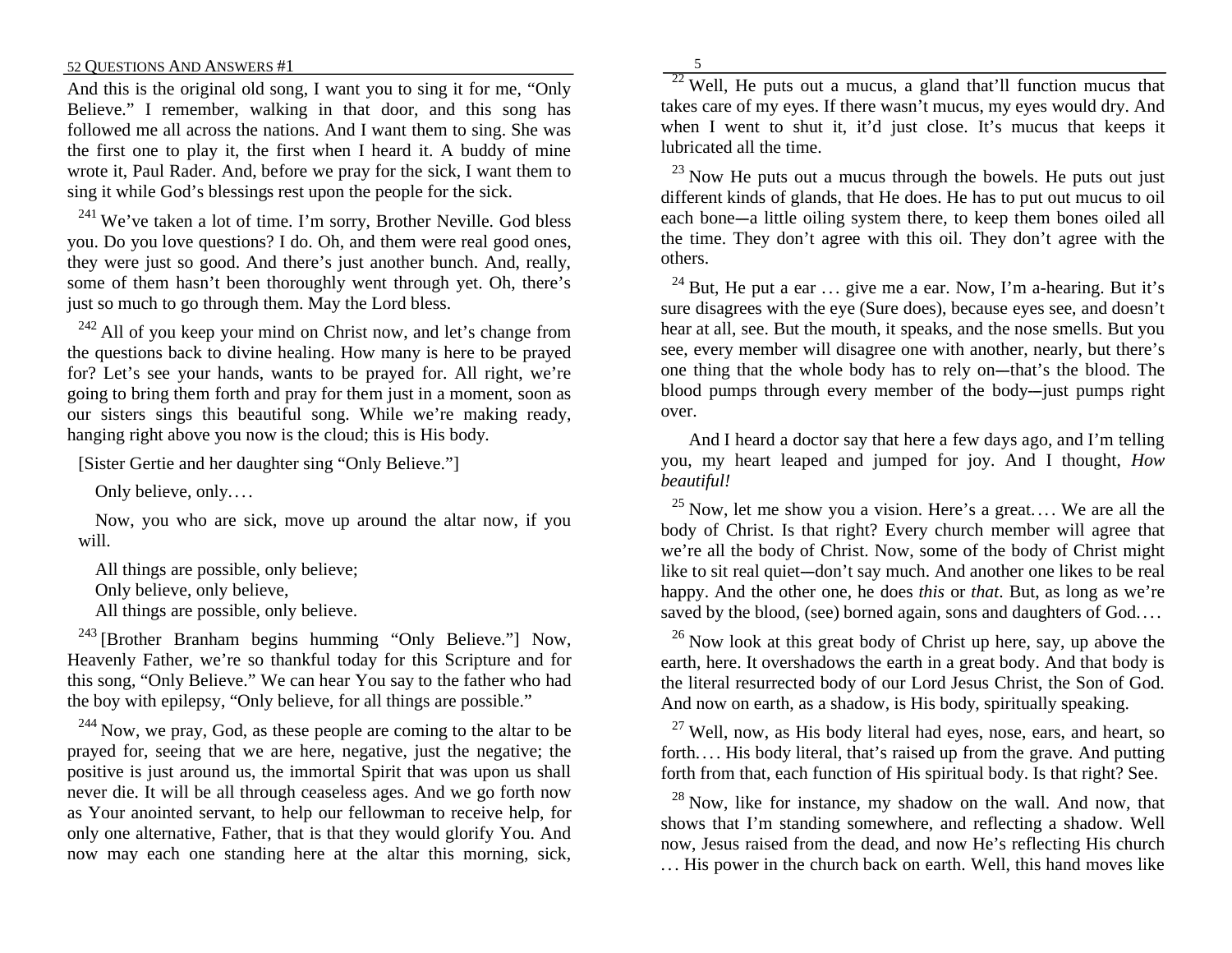And this is the original old song, I want you to sing it for me, "Only Believe." I remember, walking in that door, and this song has followed me all across the nations. And I want them to sing. She was the first one to play it, the first when I heard it. A buddy of mine wrote it, Paul Rader. And, before we pray for the sick, I want them to sing it while God's blessings rest upon the people for the sick.

[241] We've taken a lot of time. I'm sorry, Brother Neville. God bless you. Do you love questions? I do. Oh, and them were real good ones, they were just so good. And there's just another bunch. And, really, some of them hasn't been thoroughly went through yet. Oh, there's just so much to go through them. May the Lord bless.

[242] All of you keep your mind on Christ now, and let's change from the questions back to divine healing. How many is here to be prayed for? Let's see your hands, wants to be prayed for. All right, we're going to bring them forth and pray for them just in a moment, soon as our sisters sings this beautiful song. While we're making ready, hanging right above you now is the cloud; this is His body.

[Sister Gertie and her daughter sing "Only Believe."]

Only believe, only. . . .

Now, you who are sick, move up around the altar now, if you will.

All things are possible, only believe;
Only believe, only believe,
All things are possible, only believe.

[243] [Brother Branham begins humming "Only Believe."] Now, Heavenly Father, we're so thankful today for this Scripture and for this song, "Only Believe." We can hear You say to the father who had the boy with epilepsy, "Only believe, for all things are possible."

[244] Now, we pray, God, as these people are coming to the altar to be prayed for, seeing that we are here, negative, just the negative; the positive is just around us, the immortal Spirit that was upon us shall never die. It will be all through ceaseless ages. And we go forth now as Your anointed servant, to help our fellowman to receive help, for only one alternative, Father, that is that they would glorify You. And now may each one standing here at the altar this morning, sick,

[22] Well, He puts out a mucus, a gland that'll function mucus that takes care of my eyes. If there wasn't mucus, my eyes would dry. And when I went to shut it, it'd just close. It's mucus that keeps it lubricated all the time.

[23] Now He puts out a mucus through the bowels. He puts out just different kinds of glands, that He does. He has to put out mucus to oil each bone—a little oiling system there, to keep them bones oiled all the time. They don't agree with this oil. They don't agree with the others.

[24] But, He put a ear . . . give me a ear. Now, I'm a-hearing. But it's sure disagrees with the eye (Sure does), because eyes see, and doesn't hear at all, see. But the mouth, it speaks, and the nose smells. But you see, every member will disagree one with another, nearly, but there's one thing that the whole body has to rely on—that's the blood. The blood pumps through every member of the body—just pumps right over.

And I heard a doctor say that here a few days ago, and I'm telling you, my heart leaped and jumped for joy. And I thought, *How beautiful!*

[25] Now, let me show you a vision. Here's a great. . . . We are all the body of Christ. Is that right? Every church member will agree that we're all the body of Christ. Now, some of the body of Christ might like to sit real quiet—don't say much. And another one likes to be real happy. And the other one, he does *this* or *that*. But, as long as we're saved by the blood, (see) borned again, sons and daughters of God. . . .

[26] Now look at this great body of Christ up here, say, up above the earth, here. It overshadows the earth in a great body. And that body is the literal resurrected body of our Lord Jesus Christ, the Son of God. And now on earth, as a shadow, is His body, spiritually speaking.

[27] Well, now, as His body literal had eyes, nose, ears, and heart, so forth. . . . His body literal, that's raised up from the grave. And putting forth from that, each function of His spiritual body. Is that right? See.

[28] Now, like for instance, my shadow on the wall. And now, that shows that I'm standing somewhere, and reflecting a shadow. Well now, Jesus raised from the dead, and now He's reflecting His church . . . His power in the church back on earth. Well, this hand moves like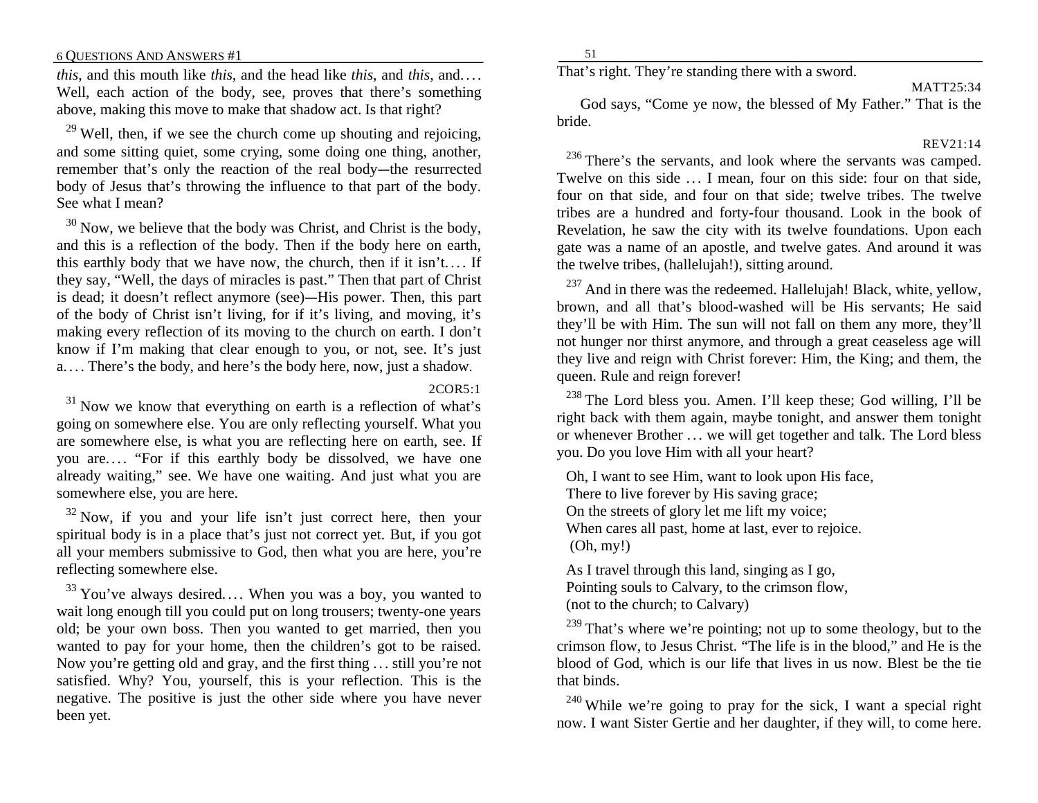*this*, and this mouth like *this*, and the head like *this*, and *this*, and.… Well, each action of the body, see, proves that there's something above, making this move to make that shadow act. Is that right?

[29] Well, then, if we see the church come up shouting and rejoicing, and some sitting quiet, some crying, some doing one thing, another, remember that's only the reaction of the real body—the resurrected body of Jesus that's throwing the influence to that part of the body. See what I mean?

[30] Now, we believe that the body was Christ, and Christ is the body, and this is a reflection of the body. Then if the body here on earth, this earthly body that we have now, the church, then if it isn't.… If they say, "Well, the days of miracles is past." Then that part of Christ is dead; it doesn't reflect anymore (see)—His power. Then, this part of the body of Christ isn't living, for if it's living, and moving, it's making every reflection of its moving to the church on earth. I don't know if I'm making that clear enough to you, or not, see. It's just a.… There's the body, and here's the body here, now, just a shadow.

2COR5:1

[31] Now we know that everything on earth is a reflection of what's going on somewhere else. You are only reflecting yourself. What you are somewhere else, is what you are reflecting here on earth, see. If you are.… "For if this earthly body be dissolved, we have one already waiting," see. We have one waiting. And just what you are somewhere else, you are here.

[32] Now, if you and your life isn't just correct here, then your spiritual body is in a place that's just not correct yet. But, if you got all your members submissive to God, then what you are here, you're reflecting somewhere else.

[33] You've always desired.… When you was a boy, you wanted to wait long enough till you could put on long trousers; twenty-one years old; be your own boss. Then you wanted to get married, then you wanted to pay for your home, then the children's got to be raised. Now you're getting old and gray, and the first thing … still you're not satisfied. Why? You, yourself, this is your reflection. This is the negative. The positive is just the other side where you have never been yet.

That's right. They're standing there with a sword.

MATT25:34

God says, "Come ye now, the blessed of My Father." That is the bride.

REV21:14

[236] There's the servants, and look where the servants was camped. Twelve on this side … I mean, four on this side: four on that side, four on that side, and four on that side; twelve tribes. The twelve tribes are a hundred and forty-four thousand. Look in the book of Revelation, he saw the city with its twelve foundations. Upon each gate was a name of an apostle, and twelve gates. And around it was the twelve tribes, (hallelujah!), sitting around.

[237] And in there was the redeemed. Hallelujah! Black, white, yellow, brown, and all that's blood-washed will be His servants; He said they'll be with Him. The sun will not fall on them any more, they'll not hunger nor thirst anymore, and through a great ceaseless age will they live and reign with Christ forever: Him, the King; and them, the queen. Rule and reign forever!

[238] The Lord bless you. Amen. I'll keep these; God willing, I'll be right back with them again, maybe tonight, and answer them tonight or whenever Brother … we will get together and talk. The Lord bless you. Do you love Him with all your heart?

Oh, I want to see Him, want to look upon His face,
There to live forever by His saving grace;
On the streets of glory let me lift my voice;
When cares all past, home at last, ever to rejoice.
(Oh, my!)

As I travel through this land, singing as I go,
Pointing souls to Calvary, to the crimson flow,
(not to the church; to Calvary)

[239] That's where we're pointing; not up to some theology, but to the crimson flow, to Jesus Christ. "The life is in the blood," and He is the blood of God, which is our life that lives in us now. Blest be the tie that binds.

[240] While we're going to pray for the sick, I want a special right now. I want Sister Gertie and her daughter, if they will, to come here.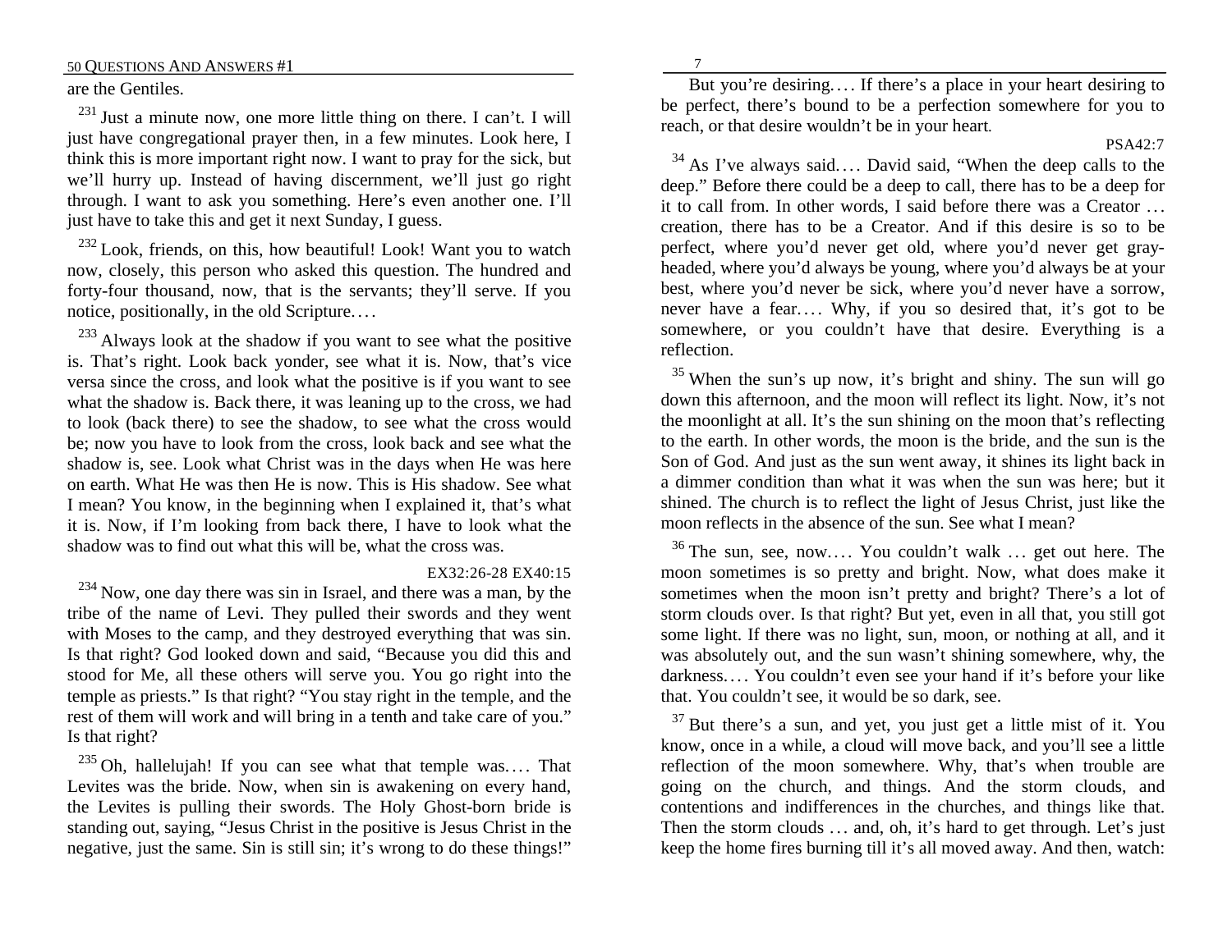are the Gentiles.

231 Just a minute now, one more little thing on there. I can't. I will just have congregational prayer then, in a few minutes. Look here, I think this is more important right now. I want to pray for the sick, but we'll hurry up. Instead of having discernment, we'll just go right through. I want to ask you something. Here's even another one. I'll just have to take this and get it next Sunday, I guess.

232 Look, friends, on this, how beautiful! Look! Want you to watch now, closely, this person who asked this question. The hundred and forty-four thousand, now, that is the servants; they'll serve. If you notice, positionally, in the old Scripture....

233 Always look at the shadow if you want to see what the positive is. That's right. Look back yonder, see what it is. Now, that's vice versa since the cross, and look what the positive is if you want to see what the shadow is. Back there, it was leaning up to the cross, we had to look (back there) to see the shadow, to see what the cross would be; now you have to look from the cross, look back and see what the shadow is, see. Look what Christ was in the days when He was here on earth. What He was then He is now. This is His shadow. See what I mean? You know, in the beginning when I explained it, that's what it is. Now, if I'm looking from back there, I have to look what the shadow was to find out what this will be, what the cross was.

EX32:26-28 EX40:15

234 Now, one day there was sin in Israel, and there was a man, by the tribe of the name of Levi. They pulled their swords and they went with Moses to the camp, and they destroyed everything that was sin. Is that right? God looked down and said, "Because you did this and stood for Me, all these others will serve you. You go right into the temple as priests." Is that right? "You stay right in the temple, and the rest of them will work and will bring in a tenth and take care of you." Is that right?

235 Oh, hallelujah! If you can see what that temple was.... That Levites was the bride. Now, when sin is awakening on every hand, the Levites is pulling their swords. The Holy Ghost-born bride is standing out, saying, "Jesus Christ in the positive is Jesus Christ in the negative, just the same. Sin is still sin; it's wrong to do these things!"

But you're desiring.... If there's a place in your heart desiring to be perfect, there's bound to be a perfection somewhere for you to reach, or that desire wouldn't be in your heart.

PSA42:7

34 As I've always said.... David said, "When the deep calls to the deep." Before there could be a deep to call, there has to be a deep for it to call from. In other words, I said before there was a Creator ... creation, there has to be a Creator. And if this desire is so to be perfect, where you'd never get old, where you'd never get gray-headed, where you'd always be young, where you'd always be at your best, where you'd never be sick, where you'd never have a sorrow, never have a fear.... Why, if you so desired that, it's got to be somewhere, or you couldn't have that desire. Everything is a reflection.

35 When the sun's up now, it's bright and shiny. The sun will go down this afternoon, and the moon will reflect its light. Now, it's not the moonlight at all. It's the sun shining on the moon that's reflecting to the earth. In other words, the moon is the bride, and the sun is the Son of God. And just as the sun went away, it shines its light back in a dimmer condition than what it was when the sun was here; but it shined. The church is to reflect the light of Jesus Christ, just like the moon reflects in the absence of the sun. See what I mean?

36 The sun, see, now.... You couldn't walk ... get out here. The moon sometimes is so pretty and bright. Now, what does make it sometimes when the moon isn't pretty and bright? There's a lot of storm clouds over. Is that right? But yet, even in all that, you still got some light. If there was no light, sun, moon, or nothing at all, and it was absolutely out, and the sun wasn't shining somewhere, why, the darkness.... You couldn't even see your hand if it's before your like that. You couldn't see, it would be so dark, see.

37 But there's a sun, and yet, you just get a little mist of it. You know, once in a while, a cloud will move back, and you'll see a little reflection of the moon somewhere. Why, that's when trouble are going on the church, and things. And the storm clouds, and contentions and indifferences in the churches, and things like that. Then the storm clouds ... and, oh, it's hard to get through. Let's just keep the home fires burning till it's all moved away. And then, watch: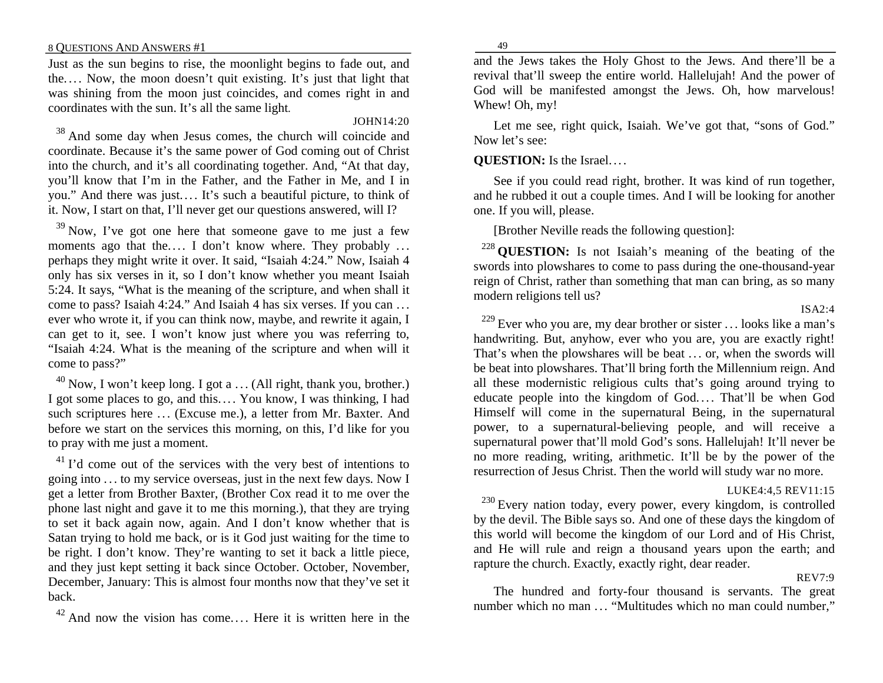Just as the sun begins to rise, the moonlight begins to fade out, and the.… Now, the moon doesn't quit existing. It's just that light that was shining from the moon just coincides, and comes right in and coordinates with the sun. It's all the same light.

JOHN14:20

[38] And some day when Jesus comes, the church will coincide and coordinate. Because it's the same power of God coming out of Christ into the church, and it's all coordinating together. And, "At that day, you'll know that I'm in the Father, and the Father in Me, and I in you." And there was just.… It's such a beautiful picture, to think of it. Now, I start on that, I'll never get our questions answered, will I?

[39] Now, I've got one here that someone gave to me just a few moments ago that the.… I don't know where. They probably … perhaps they might write it over. It said, "Isaiah 4:24." Now, Isaiah 4 only has six verses in it, so I don't know whether you meant Isaiah 5:24. It says, "What is the meaning of the scripture, and when shall it come to pass? Isaiah 4:24." And Isaiah 4 has six verses. If you can … ever who wrote it, if you can think now, maybe, and rewrite it again, I can get to it, see. I won't know just where you was referring to, "Isaiah 4:24. What is the meaning of the scripture and when will it come to pass?"

[40] Now, I won't keep long. I got a … (All right, thank you, brother.) I got some places to go, and this.… You know, I was thinking, I had such scriptures here … (Excuse me.), a letter from Mr. Baxter. And before we start on the services this morning, on this, I'd like for you to pray with me just a moment.

[41] I'd come out of the services with the very best of intentions to going into … to my service overseas, just in the next few days. Now I get a letter from Brother Baxter, (Brother Cox read it to me over the phone last night and gave it to me this morning.), that they are trying to set it back again now, again. And I don't know whether that is Satan trying to hold me back, or is it God just waiting for the time to be right. I don't know. They're wanting to set it back a little piece, and they just kept setting it back since October. October, November, December, January: This is almost four months now that they've set it back.

[42] And now the vision has come.… Here it is written here in the

and the Jews takes the Holy Ghost to the Jews. And there'll be a revival that'll sweep the entire world. Hallelujah! And the power of God will be manifested amongst the Jews. Oh, how marvelous! Whew! Oh, my!

Let me see, right quick, Isaiah. We've got that, "sons of God." Now let's see:

**QUESTION:** Is the Israel.…

See if you could read right, brother. It was kind of run together, and he rubbed it out a couple times. And I will be looking for another one. If you will, please.

[Brother Neville reads the following question]:

[228] **QUESTION:** Is not Isaiah's meaning of the beating of the swords into plowshares to come to pass during the one-thousand-year reign of Christ, rather than something that man can bring, as so many modern religions tell us?

ISA2:4

[229] Ever who you are, my dear brother or sister … looks like a man's handwriting. But, anyhow, ever who you are, you are exactly right! That's when the plowshares will be beat … or, when the swords will be beat into plowshares. That'll bring forth the Millennium reign. And all these modernistic religious cults that's going around trying to educate people into the kingdom of God.… That'll be when God Himself will come in the supernatural Being, in the supernatural power, to a supernatural-believing people, and will receive a supernatural power that'll mold God's sons. Hallelujah! It'll never be no more reading, writing, arithmetic. It'll be by the power of the resurrection of Jesus Christ. Then the world will study war no more.

LUKE4:4,5 REV11:15

[230] Every nation today, every power, every kingdom, is controlled by the devil. The Bible says so. And one of these days the kingdom of this world will become the kingdom of our Lord and of His Christ, and He will rule and reign a thousand years upon the earth; and rapture the church. Exactly, exactly right, dear reader.

REV7:9

The hundred and forty-four thousand is servants. The great number which no man … "Multitudes which no man could number,"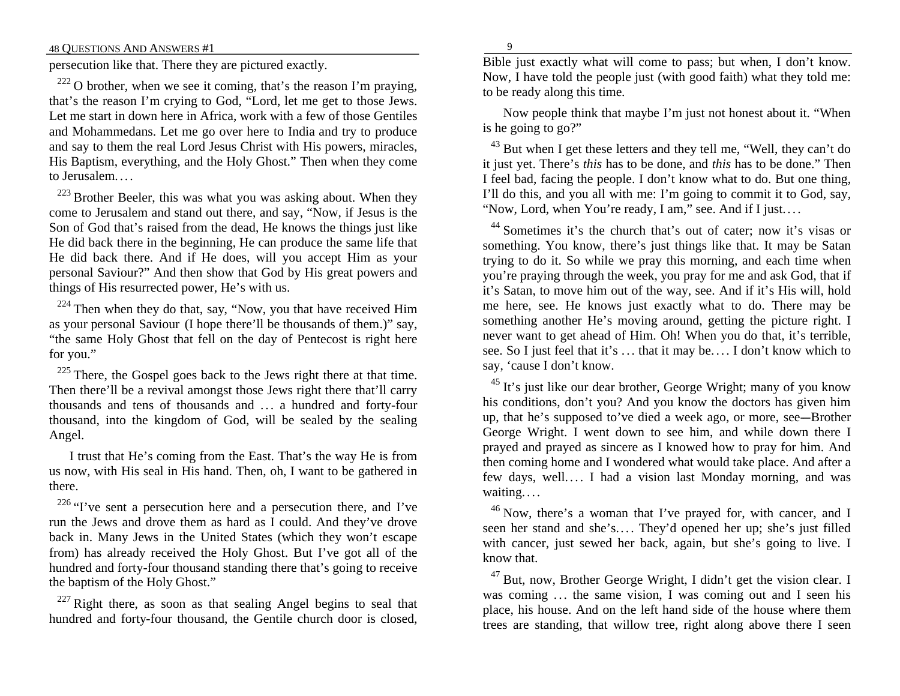persecution like that. There they are pictured exactly.

222 O brother, when we see it coming, that's the reason I'm praying, that's the reason I'm crying to God, "Lord, let me get to those Jews. Let me start in down here in Africa, work with a few of those Gentiles and Mohammedans. Let me go over here to India and try to produce and say to them the real Lord Jesus Christ with His powers, miracles, His Baptism, everything, and the Holy Ghost." Then when they come to Jerusalem.…

223 Brother Beeler, this was what you was asking about. When they come to Jerusalem and stand out there, and say, "Now, if Jesus is the Son of God that's raised from the dead, He knows the things just like He did back there in the beginning, He can produce the same life that He did back there. And if He does, will you accept Him as your personal Saviour?" And then show that God by His great powers and things of His resurrected power, He's with us.

224 Then when they do that, say, "Now, you that have received Him as your personal Saviour (I hope there'll be thousands of them.)" say, "the same Holy Ghost that fell on the day of Pentecost is right here for you."

225 There, the Gospel goes back to the Jews right there at that time. Then there'll be a revival amongst those Jews right there that'll carry thousands and tens of thousands and … a hundred and forty-four thousand, into the kingdom of God, will be sealed by the sealing Angel.

I trust that He's coming from the East. That's the way He is from us now, with His seal in His hand. Then, oh, I want to be gathered in there.

226 "I've sent a persecution here and a persecution there, and I've run the Jews and drove them as hard as I could. And they've drove back in. Many Jews in the United States (which they won't escape from) has already received the Holy Ghost. But I've got all of the hundred and forty-four thousand standing there that's going to receive the baptism of the Holy Ghost."

227 Right there, as soon as that sealing Angel begins to seal that hundred and forty-four thousand, the Gentile church door is closed,

Bible just exactly what will come to pass; but when, I don't know. Now, I have told the people just (with good faith) what they told me: to be ready along this time.

Now people think that maybe I'm just not honest about it. "When is he going to go?"

43 But when I get these letters and they tell me, "Well, they can't do it just yet. There's *this* has to be done, and *this* has to be done." Then I feel bad, facing the people. I don't know what to do. But one thing, I'll do this, and you all with me: I'm going to commit it to God, say, "Now, Lord, when You're ready, I am," see. And if I just.…

44 Sometimes it's the church that's out of cater; now it's visas or something. You know, there's just things like that. It may be Satan trying to do it. So while we pray this morning, and each time when you're praying through the week, you pray for me and ask God, that if it's Satan, to move him out of the way, see. And if it's His will, hold me here, see. He knows just exactly what to do. There may be something another He's moving around, getting the picture right. I never want to get ahead of Him. Oh! When you do that, it's terrible, see. So I just feel that it's … that it may be.… I don't know which to say, 'cause I don't know.

45 It's just like our dear brother, George Wright; many of you know his conditions, don't you? And you know the doctors has given him up, that he's supposed to've died a week ago, or more, see—Brother George Wright. I went down to see him, and while down there I prayed and prayed as sincere as I knowed how to pray for him. And then coming home and I wondered what would take place. And after a few days, well.… I had a vision last Monday morning, and was waiting.…

46 Now, there's a woman that I've prayed for, with cancer, and I seen her stand and she's.… They'd opened her up; she's just filled with cancer, just sewed her back, again, but she's going to live. I know that.

47 But, now, Brother George Wright, I didn't get the vision clear. I was coming … the same vision, I was coming out and I seen his place, his house. And on the left hand side of the house where them trees are standing, that willow tree, right along above there I seen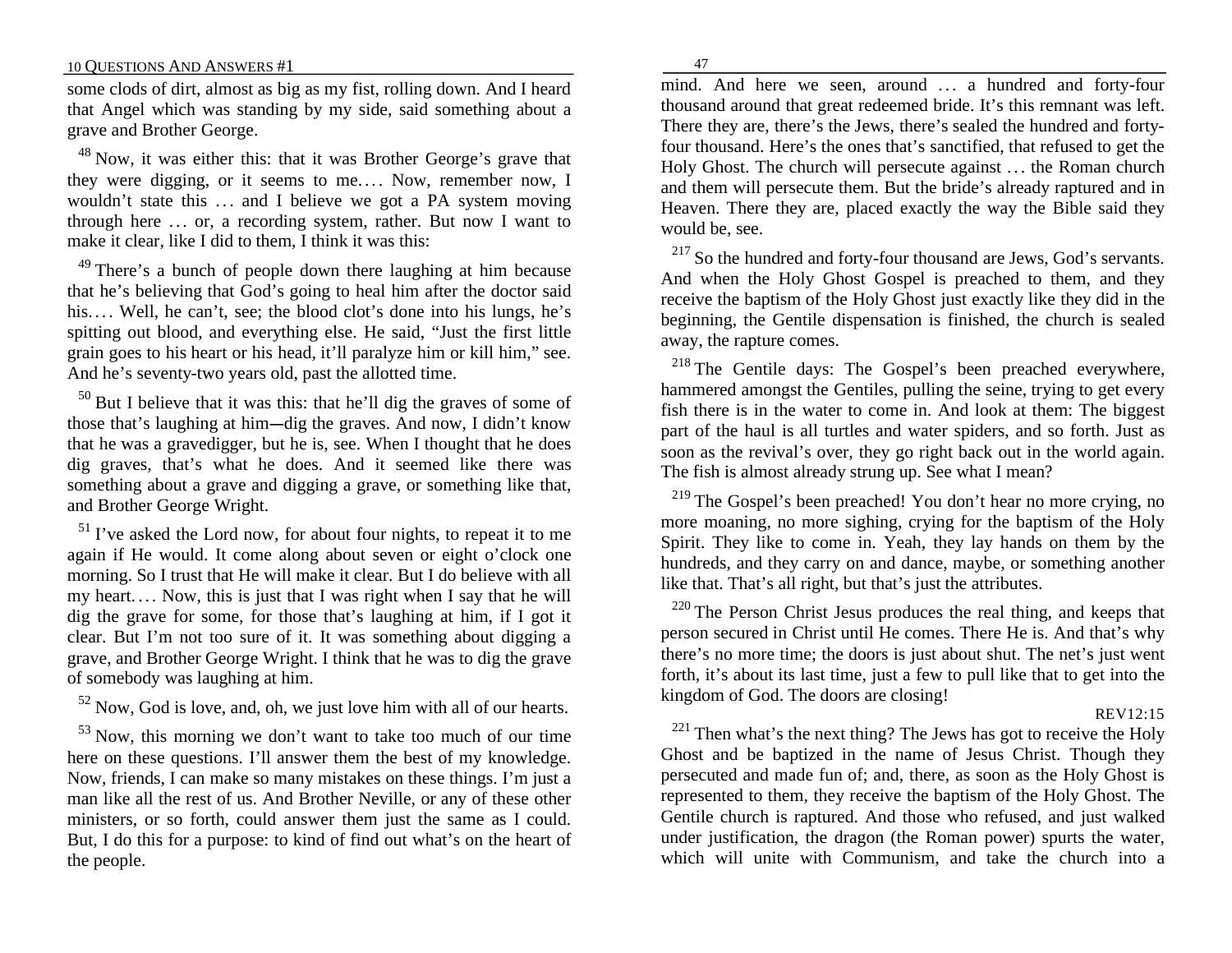some clods of dirt, almost as big as my fist, rolling down. And I heard that Angel which was standing by my side, said something about a grave and Brother George.

48 Now, it was either this: that it was Brother George's grave that they were digging, or it seems to me.… Now, remember now, I wouldn't state this … and I believe we got a PA system moving through here … or, a recording system, rather. But now I want to make it clear, like I did to them, I think it was this:

49 There's a bunch of people down there laughing at him because that he's believing that God's going to heal him after the doctor said his.… Well, he can't, see; the blood clot's done into his lungs, he's spitting out blood, and everything else. He said, "Just the first little grain goes to his heart or his head, it'll paralyze him or kill him," see. And he's seventy-two years old, past the allotted time.

50 But I believe that it was this: that he'll dig the graves of some of those that's laughing at him—dig the graves. And now, I didn't know that he was a gravedigger, but he is, see. When I thought that he does dig graves, that's what he does. And it seemed like there was something about a grave and digging a grave, or something like that, and Brother George Wright.

51 I've asked the Lord now, for about four nights, to repeat it to me again if He would. It come along about seven or eight o'clock one morning. So I trust that He will make it clear. But I do believe with all my heart.… Now, this is just that I was right when I say that he will dig the grave for some, for those that's laughing at him, if I got it clear. But I'm not too sure of it. It was something about digging a grave, and Brother George Wright. I think that he was to dig the grave of somebody was laughing at him.

52 Now, God is love, and, oh, we just love him with all of our hearts.

53 Now, this morning we don't want to take too much of our time here on these questions. I'll answer them the best of my knowledge. Now, friends, I can make so many mistakes on these things. I'm just a man like all the rest of us. And Brother Neville, or any of these other ministers, or so forth, could answer them just the same as I could. But, I do this for a purpose: to kind of find out what's on the heart of the people.

mind. And here we seen, around … a hundred and forty-four thousand around that great redeemed bride. It's this remnant was left. There they are, there's the Jews, there's sealed the hundred and forty-four thousand. Here's the ones that's sanctified, that refused to get the Holy Ghost. The church will persecute against … the Roman church and them will persecute them. But the bride's already raptured and in Heaven. There they are, placed exactly the way the Bible said they would be, see.

217 So the hundred and forty-four thousand are Jews, God's servants. And when the Holy Ghost Gospel is preached to them, and they receive the baptism of the Holy Ghost just exactly like they did in the beginning, the Gentile dispensation is finished, the church is sealed away, the rapture comes.

218 The Gentile days: The Gospel's been preached everywhere, hammered amongst the Gentiles, pulling the seine, trying to get every fish there is in the water to come in. And look at them: The biggest part of the haul is all turtles and water spiders, and so forth. Just as soon as the revival's over, they go right back out in the world again. The fish is almost already strung up. See what I mean?

219 The Gospel's been preached! You don't hear no more crying, no more moaning, no more sighing, crying for the baptism of the Holy Spirit. They like to come in. Yeah, they lay hands on them by the hundreds, and they carry on and dance, maybe, or something another like that. That's all right, but that's just the attributes.

220 The Person Christ Jesus produces the real thing, and keeps that person secured in Christ until He comes. There He is. And that's why there's no more time; the doors is just about shut. The net's just went forth, it's about its last time, just a few to pull like that to get into the kingdom of God. The doors are closing!

REV12:15

221 Then what's the next thing? The Jews has got to receive the Holy Ghost and be baptized in the name of Jesus Christ. Though they persecuted and made fun of; and, there, as soon as the Holy Ghost is represented to them, they receive the baptism of the Holy Ghost. The Gentile church is raptured. And those who refused, and just walked under justification, the dragon (the Roman power) spurts the water, which will unite with Communism, and take the church into a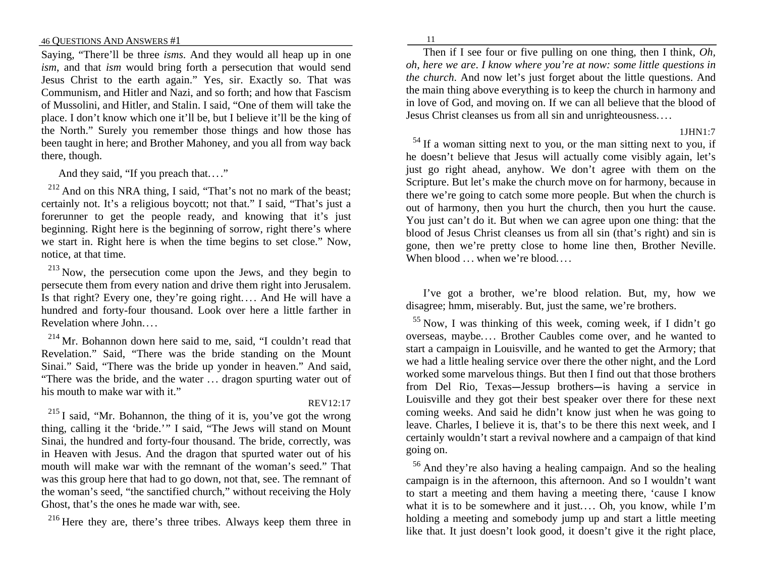Saying, "There'll be three *isms*. And they would all heap up in one *ism*, and that *ism* would bring forth a persecution that would send Jesus Christ to the earth again." Yes, sir. Exactly so. That was Communism, and Hitler and Nazi, and so forth; and how that Fascism of Mussolini, and Hitler, and Stalin. I said, "One of them will take the place. I don't know which one it'll be, but I believe it'll be the king of the North." Surely you remember those things and how those has been taught in here; and Brother Mahoney, and you all from way back there, though.

And they said, "If you preach that…."

[212] And on this NRA thing, I said, "That's not no mark of the beast; certainly not. It's a religious boycott; not that." I said, "That's just a forerunner to get the people ready, and knowing that it's just beginning. Right here is the beginning of sorrow, right there's where we start in. Right here is when the time begins to set close." Now, notice, at that time.

[213] Now, the persecution come upon the Jews, and they begin to persecute them from every nation and drive them right into Jerusalem. Is that right? Every one, they're going right…. And He will have a hundred and forty-four thousand. Look over here a little farther in Revelation where John….

[214] Mr. Bohannon down here said to me, said, "I couldn't read that Revelation." Said, "There was the bride standing on the Mount Sinai." Said, "There was the bride up yonder in heaven." And said, "There was the bride, and the water … dragon spurting water out of his mouth to make war with it."

REV12:17

[215] I said, "Mr. Bohannon, the thing of it is, you've got the wrong thing, calling it the 'bride.'" I said, "The Jews will stand on Mount Sinai, the hundred and forty-four thousand. The bride, correctly, was in Heaven with Jesus. And the dragon that spurted water out of his mouth will make war with the remnant of the woman's seed." That was this group here that had to go down, not that, see. The remnant of the woman's seed, "the sanctified church," without receiving the Holy Ghost, that's the ones he made war with, see.

[216] Here they are, there's three tribes. Always keep them three in

Then if I see four or five pulling on one thing, then I think, *Oh, oh, here we are. I know where you're at now: some little questions in the church.* And now let's just forget about the little questions. And the main thing above everything is to keep the church in harmony and in love of God, and moving on. If we can all believe that the blood of Jesus Christ cleanses us from all sin and unrighteousness….

1JHN1:7

[54] If a woman sitting next to you, or the man sitting next to you, if he doesn't believe that Jesus will actually come visibly again, let's just go right ahead, anyhow. We don't agree with them on the Scripture. But let's make the church move on for harmony, because in there we're going to catch some more people. But when the church is out of harmony, then you hurt the church, then you hurt the cause. You just can't do it. But when we can agree upon one thing: that the blood of Jesus Christ cleanses us from all sin (that's right) and sin is gone, then we're pretty close to home line then, Brother Neville. When blood … when we're blood….

I've got a brother, we're blood relation. But, my, how we disagree; hmm, miserably. But, just the same, we're brothers.

[55] Now, I was thinking of this week, coming week, if I didn't go overseas, maybe…. Brother Caubles come over, and he wanted to start a campaign in Louisville, and he wanted to get the Armory; that we had a little healing service over there the other night, and the Lord worked some marvelous things. But then I find out that those brothers from Del Rio, Texas—Jessup brothers—is having a service in Louisville and they got their best speaker over there for these next coming weeks. And said he didn't know just when he was going to leave. Charles, I believe it is, that's to be there this next week, and I certainly wouldn't start a revival nowhere and a campaign of that kind going on.

[56] And they're also having a healing campaign. And so the healing campaign is in the afternoon, this afternoon. And so I wouldn't want to start a meeting and them having a meeting there, 'cause I know what it is to be somewhere and it just…. Oh, you know, while I'm holding a meeting and somebody jump up and start a little meeting like that. It just doesn't look good, it doesn't give it the right place,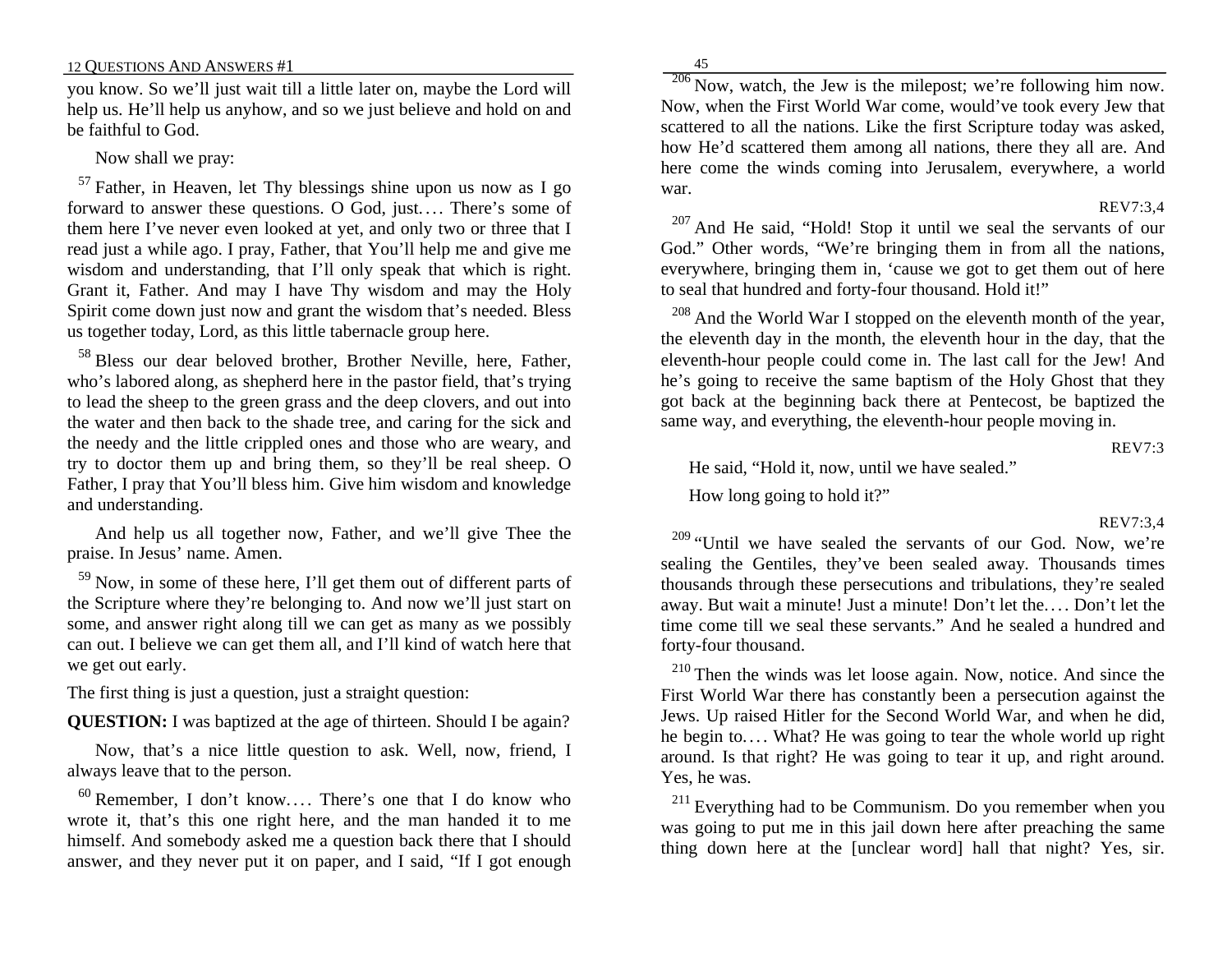you know. So we'll just wait till a little later on, maybe the Lord will help us. He'll help us anyhow, and so we just believe and hold on and be faithful to God.

Now shall we pray:

57 Father, in Heaven, let Thy blessings shine upon us now as I go forward to answer these questions. O God, just.… There's some of them here I've never even looked at yet, and only two or three that I read just a while ago. I pray, Father, that You'll help me and give me wisdom and understanding, that I'll only speak that which is right. Grant it, Father. And may I have Thy wisdom and may the Holy Spirit come down just now and grant the wisdom that's needed. Bless us together today, Lord, as this little tabernacle group here.

58 Bless our dear beloved brother, Brother Neville, here, Father, who's labored along, as shepherd here in the pastor field, that's trying to lead the sheep to the green grass and the deep clovers, and out into the water and then back to the shade tree, and caring for the sick and the needy and the little crippled ones and those who are weary, and try to doctor them up and bring them, so they'll be real sheep. O Father, I pray that You'll bless him. Give him wisdom and knowledge and understanding.

And help us all together now, Father, and we'll give Thee the praise. In Jesus' name. Amen.

59 Now, in some of these here, I'll get them out of different parts of the Scripture where they're belonging to. And now we'll just start on some, and answer right along till we can get as many as we possibly can out. I believe we can get them all, and I'll kind of watch here that we get out early.

The first thing is just a question, just a straight question:

**QUESTION:** I was baptized at the age of thirteen. Should I be again?

Now, that's a nice little question to ask. Well, now, friend, I always leave that to the person.

60 Remember, I don't know.… There's one that I do know who wrote it, that's this one right here, and the man handed it to me himself. And somebody asked me a question back there that I should answer, and they never put it on paper, and I said, "If I got enough

206 Now, watch, the Jew is the milepost; we're following him now. Now, when the First World War come, would've took every Jew that scattered to all the nations. Like the first Scripture today was asked, how He'd scattered them among all nations, there they all are. And here come the winds coming into Jerusalem, everywhere, a world war.

REV7:3,4

207 And He said, "Hold! Stop it until we seal the servants of our God." Other words, "We're bringing them in from all the nations, everywhere, bringing them in, 'cause we got to get them out of here to seal that hundred and forty-four thousand. Hold it!"

208 And the World War I stopped on the eleventh month of the year, the eleventh day in the month, the eleventh hour in the day, that the eleventh-hour people could come in. The last call for the Jew! And he's going to receive the same baptism of the Holy Ghost that they got back at the beginning back there at Pentecost, be baptized the same way, and everything, the eleventh-hour people moving in.

REV7:3

He said, "Hold it, now, until we have sealed."

How long going to hold it?"

REV7:3,4

209 "Until we have sealed the servants of our God. Now, we're sealing the Gentiles, they've been sealed away. Thousands times thousands through these persecutions and tribulations, they're sealed away. But wait a minute! Just a minute! Don't let the.… Don't let the time come till we seal these servants." And he sealed a hundred and forty-four thousand.

210 Then the winds was let loose again. Now, notice. And since the First World War there has constantly been a persecution against the Jews. Up raised Hitler for the Second World War, and when he did, he begin to.… What? He was going to tear the whole world up right around. Is that right? He was going to tear it up, and right around. Yes, he was.

211 Everything had to be Communism. Do you remember when you was going to put me in this jail down here after preaching the same thing down here at the [unclear word] hall that night? Yes, sir.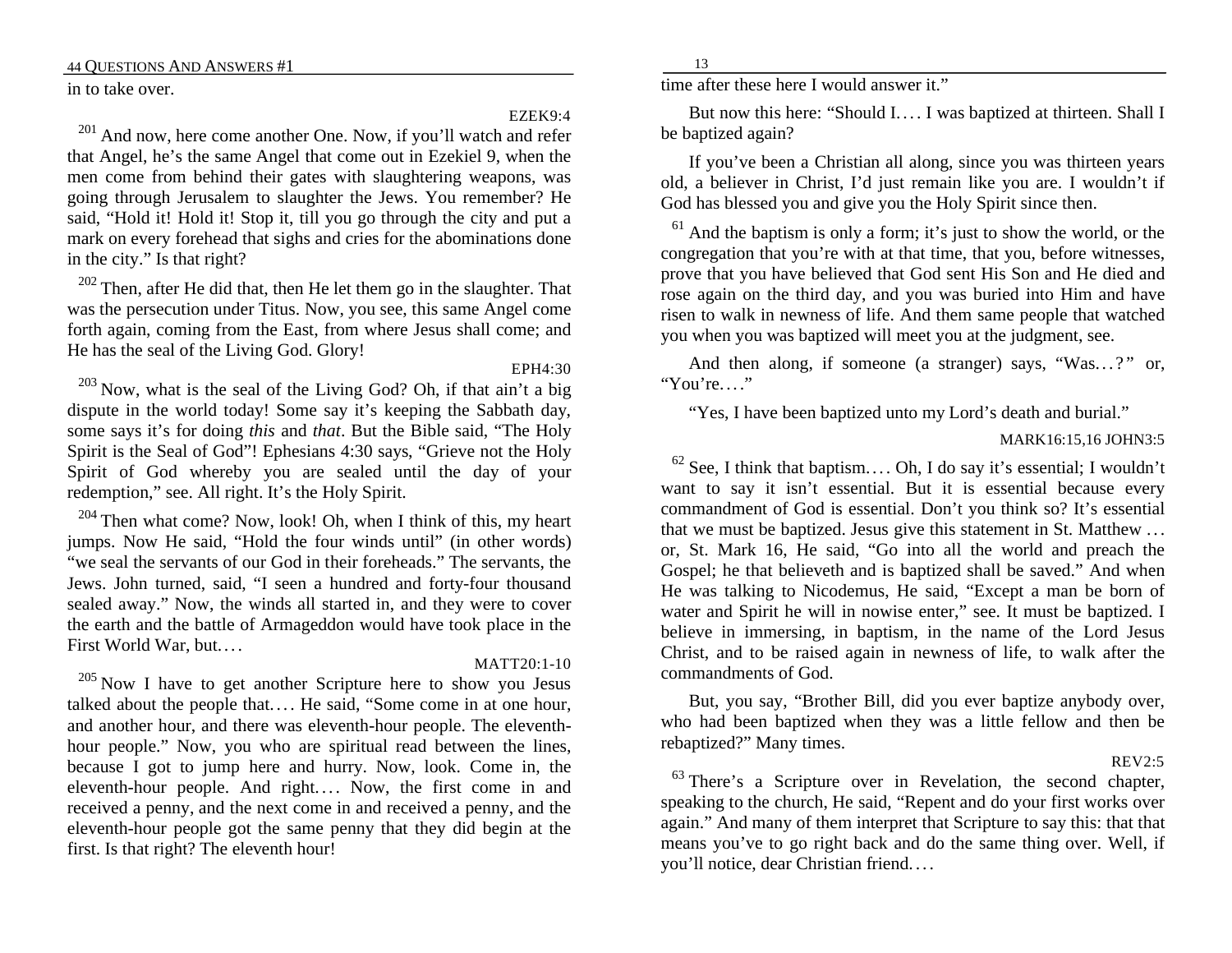in to take over.

EZEK9:4

[201] And now, here come another One. Now, if you'll watch and refer that Angel, he's the same Angel that come out in Ezekiel 9, when the men come from behind their gates with slaughtering weapons, was going through Jerusalem to slaughter the Jews. You remember? He said, "Hold it! Hold it! Stop it, till you go through the city and put a mark on every forehead that sighs and cries for the abominations done in the city." Is that right?

[202] Then, after He did that, then He let them go in the slaughter. That was the persecution under Titus. Now, you see, this same Angel come forth again, coming from the East, from where Jesus shall come; and He has the seal of the Living God. Glory!

EPH4:30

[203] Now, what is the seal of the Living God? Oh, if that ain't a big dispute in the world today! Some say it's keeping the Sabbath day, some says it's for doing *this* and *that*. But the Bible said, "The Holy Spirit is the Seal of God"! Ephesians 4:30 says, "Grieve not the Holy Spirit of God whereby you are sealed until the day of your redemption," see. All right. It's the Holy Spirit.

[204] Then what come? Now, look! Oh, when I think of this, my heart jumps. Now He said, "Hold the four winds until" (in other words) "we seal the servants of our God in their foreheads." The servants, the Jews. John turned, said, "I seen a hundred and forty-four thousand sealed away." Now, the winds all started in, and they were to cover the earth and the battle of Armageddon would have took place in the First World War, but....

MATT20:1-10

[205] Now I have to get another Scripture here to show you Jesus talked about the people that.... He said, "Some come in at one hour, and another hour, and there was eleventh-hour people. The eleventh-hour people." Now, you who are spiritual read between the lines, because I got to jump here and hurry. Now, look. Come in, the eleventh-hour people. And right.... Now, the first come in and received a penny, and the next come in and received a penny, and the eleventh-hour people got the same penny that they did begin at the first. Is that right? The eleventh hour!

time after these here I would answer it."

But now this here: "Should I.... I was baptized at thirteen. Shall I be baptized again?

If you've been a Christian all along, since you was thirteen years old, a believer in Christ, I'd just remain like you are. I wouldn't if God has blessed you and give you the Holy Spirit since then.

[61] And the baptism is only a form; it's just to show the world, or the congregation that you're with at that time, that you, before witnesses, prove that you have believed that God sent His Son and He died and rose again on the third day, and you was buried into Him and have risen to walk in newness of life. And them same people that watched you when you was baptized will meet you at the judgment, see.

And then along, if someone (a stranger) says, "Was...?" or, "You're...."

"Yes, I have been baptized unto my Lord's death and burial."

MARK16:15,16 JOHN3:5

[62] See, I think that baptism.... Oh, I do say it's essential; I wouldn't want to say it isn't essential. But it is essential because every commandment of God is essential. Don't you think so? It's essential that we must be baptized. Jesus give this statement in St. Matthew ... or, St. Mark 16, He said, "Go into all the world and preach the Gospel; he that believeth and is baptized shall be saved." And when He was talking to Nicodemus, He said, "Except a man be born of water and Spirit he will in nowise enter," see. It must be baptized. I believe in immersing, in baptism, in the name of the Lord Jesus Christ, and to be raised again in newness of life, to walk after the commandments of God.

But, you say, "Brother Bill, did you ever baptize anybody over, who had been baptized when they was a little fellow and then be rebaptized?" Many times.

REV2:5

[63] There's a Scripture over in Revelation, the second chapter, speaking to the church, He said, "Repent and do your first works over again." And many of them interpret that Scripture to say this: that that means you've to go right back and do the same thing over. Well, if you'll notice, dear Christian friend....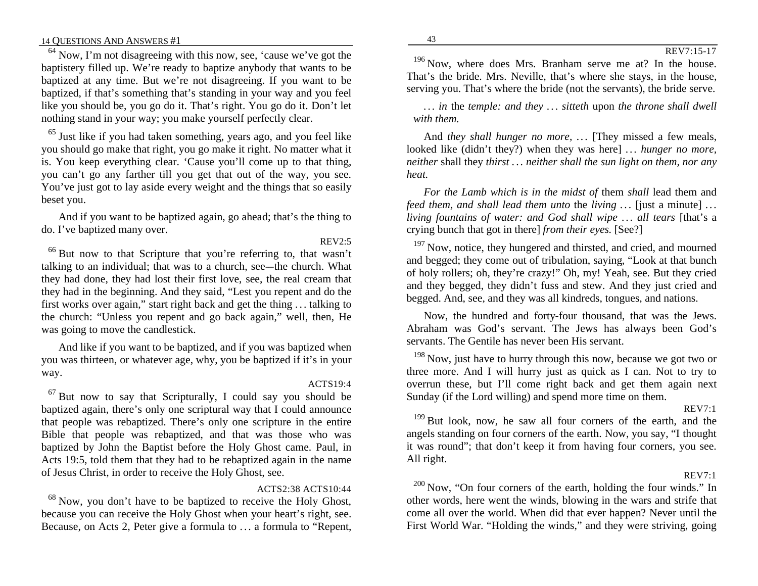[64] Now, I'm not disagreeing with this now, see, 'cause we've got the baptistery filled up. We're ready to baptize anybody that wants to be baptized at any time. But we're not disagreeing. If you want to be baptized, if that's something that's standing in your way and you feel like you should be, you go do it. That's right. You go do it. Don't let nothing stand in your way; you make yourself perfectly clear.

[65] Just like if you had taken something, years ago, and you feel like you should go make that right, you go make it right. No matter what it is. You keep everything clear. 'Cause you'll come up to that thing, you can't go any farther till you get that out of the way, you see. You've just got to lay aside every weight and the things that so easily beset you.

And if you want to be baptized again, go ahead; that's the thing to do. I've baptized many over.

REV2:5

[66] But now to that Scripture that you're referring to, that wasn't talking to an individual; that was to a church, see—the church. What they had done, they had lost their first love, see, the real cream that they had in the beginning. And they said, "Lest you repent and do the first works over again," start right back and get the thing … talking to the church: "Unless you repent and go back again," well, then, He was going to move the candlestick.

And like if you want to be baptized, and if you was baptized when you was thirteen, or whatever age, why, you be baptized if it's in your way.

ACTS19:4

[67] But now to say that Scripturally, I could say you should be baptized again, there's only one scriptural way that I could announce that people was rebaptized. There's only one scripture in the entire Bible that people was rebaptized, and that was those who was baptized by John the Baptist before the Holy Ghost came. Paul, in Acts 19:5, told them that they had to be rebaptized again in the name of Jesus Christ, in order to receive the Holy Ghost, see.

ACTS2:38 ACTS10:44

[68] Now, you don't have to be baptized to receive the Holy Ghost, because you can receive the Holy Ghost when your heart's right, see. Because, on Acts 2, Peter give a formula to … a formula to "Repent,

REV7:15-17

[196] Now, where does Mrs. Branham serve me at? In the house. That's the bride. Mrs. Neville, that's where she stays, in the house, serving you. That's where the bride (not the servants), the bride serve.

… *in* the *temple: and they … sitteth* upon *the throne shall dwell with them.*

And *they shall hunger no more,* … [They missed a few meals, looked like (didn't they?) when they was here] … *hunger no more, neither* shall they *thirst … neither shall the sun light on them, nor any heat.*

*For the Lamb which is in the midst of* them *shall* lead them and *feed them, and shall lead them unto* the *living* … [just a minute] … *living fountains of water: and God shall wipe … all tears* [that's a crying bunch that got in there] *from their eyes.* [See?]

[197] Now, notice, they hungered and thirsted, and cried, and mourned and begged; they come out of tribulation, saying, "Look at that bunch of holy rollers; oh, they're crazy!" Oh, my! Yeah, see. But they cried and they begged, they didn't fuss and stew. And they just cried and begged. And, see, and they was all kindreds, tongues, and nations.

Now, the hundred and forty-four thousand, that was the Jews. Abraham was God's servant. The Jews has always been God's servants. The Gentile has never been His servant.

[198] Now, just have to hurry through this now, because we got two or three more. And I will hurry just as quick as I can. Not to try to overrun these, but I'll come right back and get them again next Sunday (if the Lord willing) and spend more time on them.

REV7:1

[199] But look, now, he saw all four corners of the earth, and the angels standing on four corners of the earth. Now, you say, "I thought it was round"; that don't keep it from having four corners, you see. All right.

REV7:1

[200] Now, "On four corners of the earth, holding the four winds." In other words, here went the winds, blowing in the wars and strife that come all over the world. When did that ever happen? Never until the First World War. "Holding the winds," and they were striving, going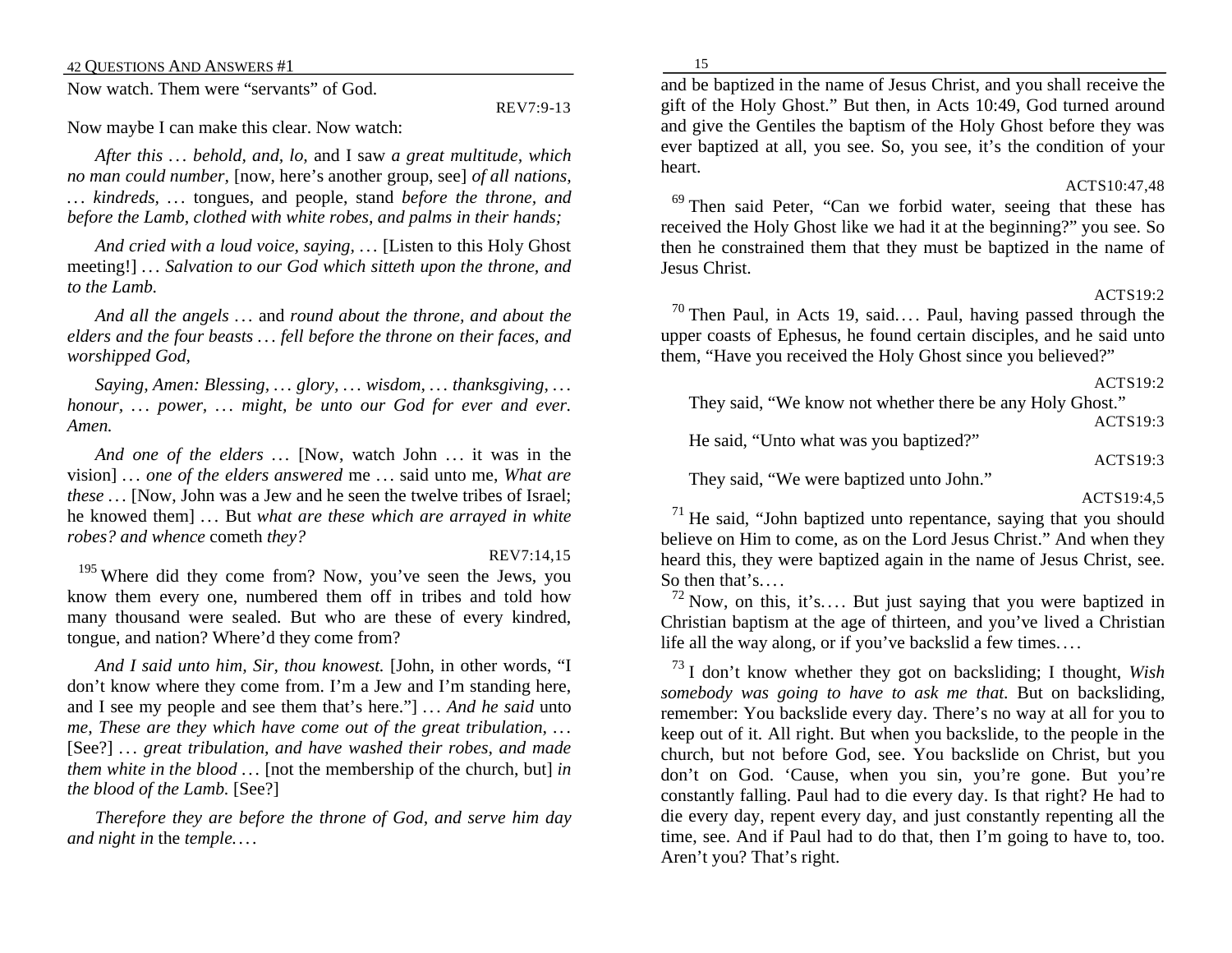Now watch. Them were "servants" of God.

REV7:9-13

Now maybe I can make this clear. Now watch:

*After this* … *behold, and, lo,* and I saw *a great multitude, which no man could number,* [now, here's another group, see] *of all nations,* … *kindreds,* … tongues, and people, stand *before the throne, and before the Lamb, clothed with white robes, and palms in their hands;*

*And cried with a loud voice, saying,* … [Listen to this Holy Ghost meeting!] … *Salvation to our God which sitteth upon the throne, and to the Lamb.*

*And all the angels* … and *round about the throne, and about the elders and the four beasts* … *fell before the throne on their faces, and worshipped God,*

*Saying, Amen: Blessing,* … *glory,* … *wisdom,* … *thanksgiving,* … *honour,* … *power,* … *might, be unto our God for ever and ever. Amen.*

*And one of the elders* … [Now, watch John … it was in the vision] … *one of the elders answered* me … said unto me, *What are these* … [Now, John was a Jew and he seen the twelve tribes of Israel; he knowed them] … But *what are these which are arrayed in white robes? and whence* cometh *they?*

REV7:14,15

[195] Where did they come from? Now, you've seen the Jews, you know them every one, numbered them off in tribes and told how many thousand were sealed. But who are these of every kindred, tongue, and nation? Where'd they come from?

*And I said unto him, Sir, thou knowest.* [John, in other words, "I don't know where they come from. I'm a Jew and I'm standing here, and I see my people and see them that's here."] … *And he said* unto *me, These are they which have come out of the great tribulation,* … [See?] … *great tribulation, and have washed their robes, and made them white in the blood* … [not the membership of the church, but] *in the blood of the Lamb.* [See?]

*Therefore they are before the throne of God, and serve him day and night in* the *temple.*…

and be baptized in the name of Jesus Christ, and you shall receive the gift of the Holy Ghost." But then, in Acts 10:49, God turned around and give the Gentiles the baptism of the Holy Ghost before they was ever baptized at all, you see. So, you see, it's the condition of your heart.

ACTS10:47,48

[69] Then said Peter, "Can we forbid water, seeing that these has received the Holy Ghost like we had it at the beginning?" you see. So then he constrained them that they must be baptized in the name of Jesus Christ.

ACTS19:2

[70] Then Paul, in Acts 19, said.… Paul, having passed through the upper coasts of Ephesus, he found certain disciples, and he said unto them, "Have you received the Holy Ghost since you believed?"

ACTS19:2

They said, "We know not whether there be any Holy Ghost."

ACTS19:3

He said, "Unto what was you baptized?"

ACTS19:3

They said, "We were baptized unto John."

ACTS19:4,5

[71] He said, "John baptized unto repentance, saying that you should believe on Him to come, as on the Lord Jesus Christ." And when they heard this, they were baptized again in the name of Jesus Christ, see. So then that's.…

[72] Now, on this, it's.… But just saying that you were baptized in Christian baptism at the age of thirteen, and you've lived a Christian life all the way along, or if you've backslid a few times.…

[73] I don't know whether they got on backsliding; I thought, *Wish somebody was going to have to ask me that.* But on backsliding, remember: You backslide every day. There's no way at all for you to keep out of it. All right. But when you backslide, to the people in the church, but not before God, see. You backslide on Christ, but you don't on God. 'Cause, when you sin, you're gone. But you're constantly falling. Paul had to die every day. Is that right? He had to die every day, repent every day, and just constantly repenting all the time, see. And if Paul had to do that, then I'm going to have to, too. Aren't you? That's right.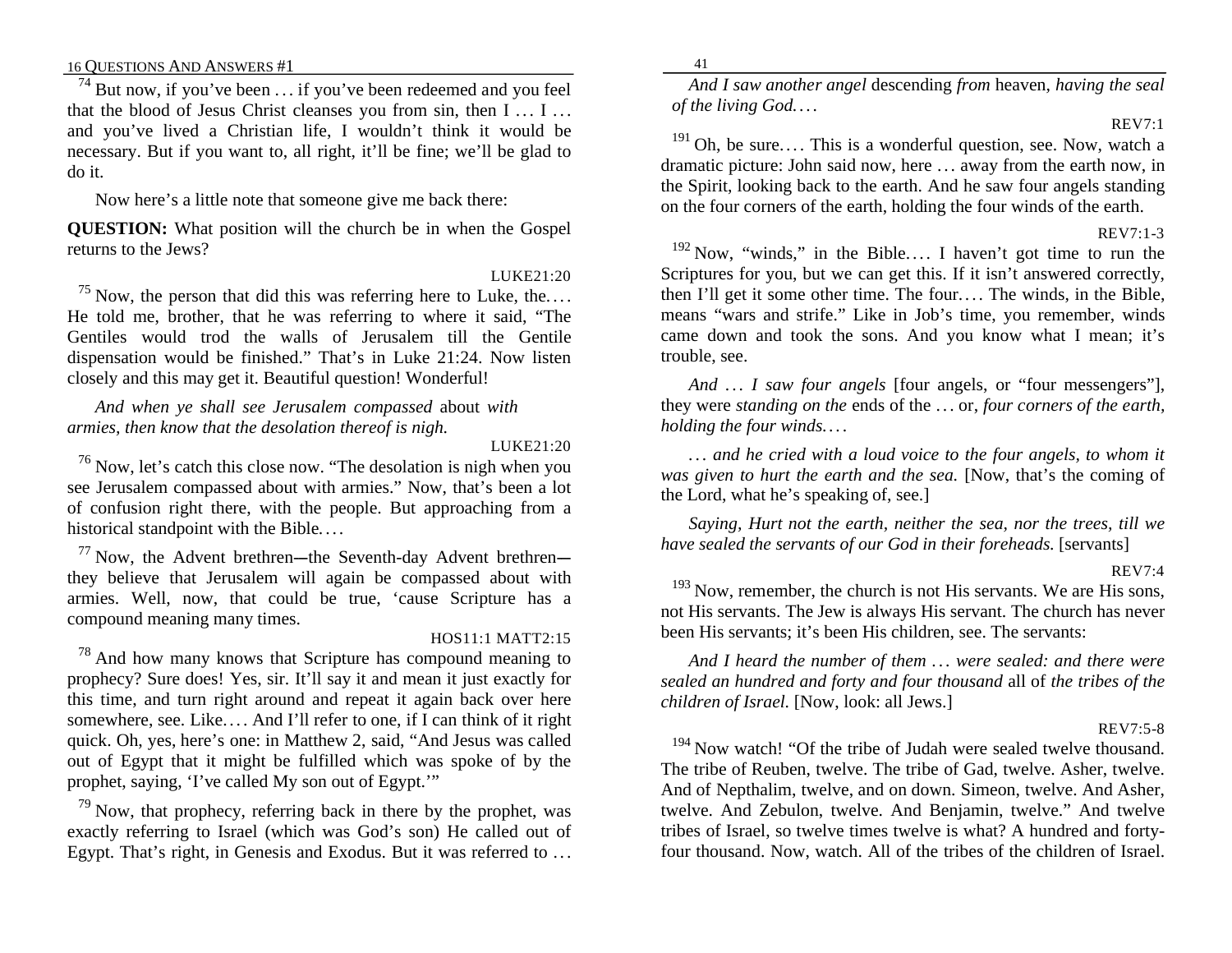[74] But now, if you've been … if you've been redeemed and you feel that the blood of Jesus Christ cleanses you from sin, then I … I … and you've lived a Christian life, I wouldn't think it would be necessary. But if you want to, all right, it'll be fine; we'll be glad to do it.

Now here's a little note that someone give me back there:

**QUESTION:** What position will the church be in when the Gospel returns to the Jews?

LUKE21:20

[75] Now, the person that did this was referring here to Luke, the…. He told me, brother, that he was referring to where it said, "The Gentiles would trod the walls of Jerusalem till the Gentile dispensation would be finished." That's in Luke 21:24. Now listen closely and this may get it. Beautiful question! Wonderful!

*And when ye shall see Jerusalem compassed* about *with armies, then know that the desolation thereof is nigh.*

LUKE21:20

[76] Now, let's catch this close now. "The desolation is nigh when you see Jerusalem compassed about with armies." Now, that's been a lot of confusion right there, with the people. But approaching from a historical standpoint with the Bible….

[77] Now, the Advent brethren—the Seventh-day Advent brethren—they believe that Jerusalem will again be compassed about with armies. Well, now, that could be true, 'cause Scripture has a compound meaning many times.

HOS11:1 MATT2:15

[78] And how many knows that Scripture has compound meaning to prophecy? Sure does! Yes, sir. It'll say it and mean it just exactly for this time, and turn right around and repeat it again back over here somewhere, see. Like…. And I'll refer to one, if I can think of it right quick. Oh, yes, here's one: in Matthew 2, said, "And Jesus was called out of Egypt that it might be fulfilled which was spoke of by the prophet, saying, 'I've called My son out of Egypt.'"

[79] Now, that prophecy, referring back in there by the prophet, was exactly referring to Israel (which was God's son) He called out of Egypt. That's right, in Genesis and Exodus. But it was referred to …

*And I saw another angel* descending *from* heaven, *having the seal of the living God.…*

REV7:1

[191] Oh, be sure…. This is a wonderful question, see. Now, watch a dramatic picture: John said now, here … away from the earth now, in the Spirit, looking back to the earth. And he saw four angels standing on the four corners of the earth, holding the four winds of the earth.

REV7:1-3

[192] Now, "winds," in the Bible…. I haven't got time to run the Scriptures for you, but we can get this. If it isn't answered correctly, then I'll get it some other time. The four…. The winds, in the Bible, means "wars and strife." Like in Job's time, you remember, winds came down and took the sons. And you know what I mean; it's trouble, see.

*And … I saw four angels* [four angels, or "four messengers"], they were *standing on the* ends of the … or, *four corners of the earth, holding the four winds.…*

*… and he cried with a loud voice to the four angels, to whom it was given to hurt the earth and the sea.* [Now, that's the coming of the Lord, what he's speaking of, see.]

*Saying, Hurt not the earth, neither the sea, nor the trees, till we have sealed the servants of our God in their foreheads.* [servants]

REV7:4

[193] Now, remember, the church is not His servants. We are His sons, not His servants. The Jew is always His servant. The church has never been His servants; it's been His children, see. The servants:

*And I heard the number of them … were sealed: and there were sealed an hundred and forty and four thousand* all of *the tribes of the children of Israel.* [Now, look: all Jews.]

REV7:5-8

[194] Now watch! "Of the tribe of Judah were sealed twelve thousand. The tribe of Reuben, twelve. The tribe of Gad, twelve. Asher, twelve. And of Nepthalim, twelve, and on down. Simeon, twelve. And Asher, twelve. And Zebulon, twelve. And Benjamin, twelve." And twelve tribes of Israel, so twelve times twelve is what? A hundred and forty-four thousand. Now, watch. All of the tribes of the children of Israel.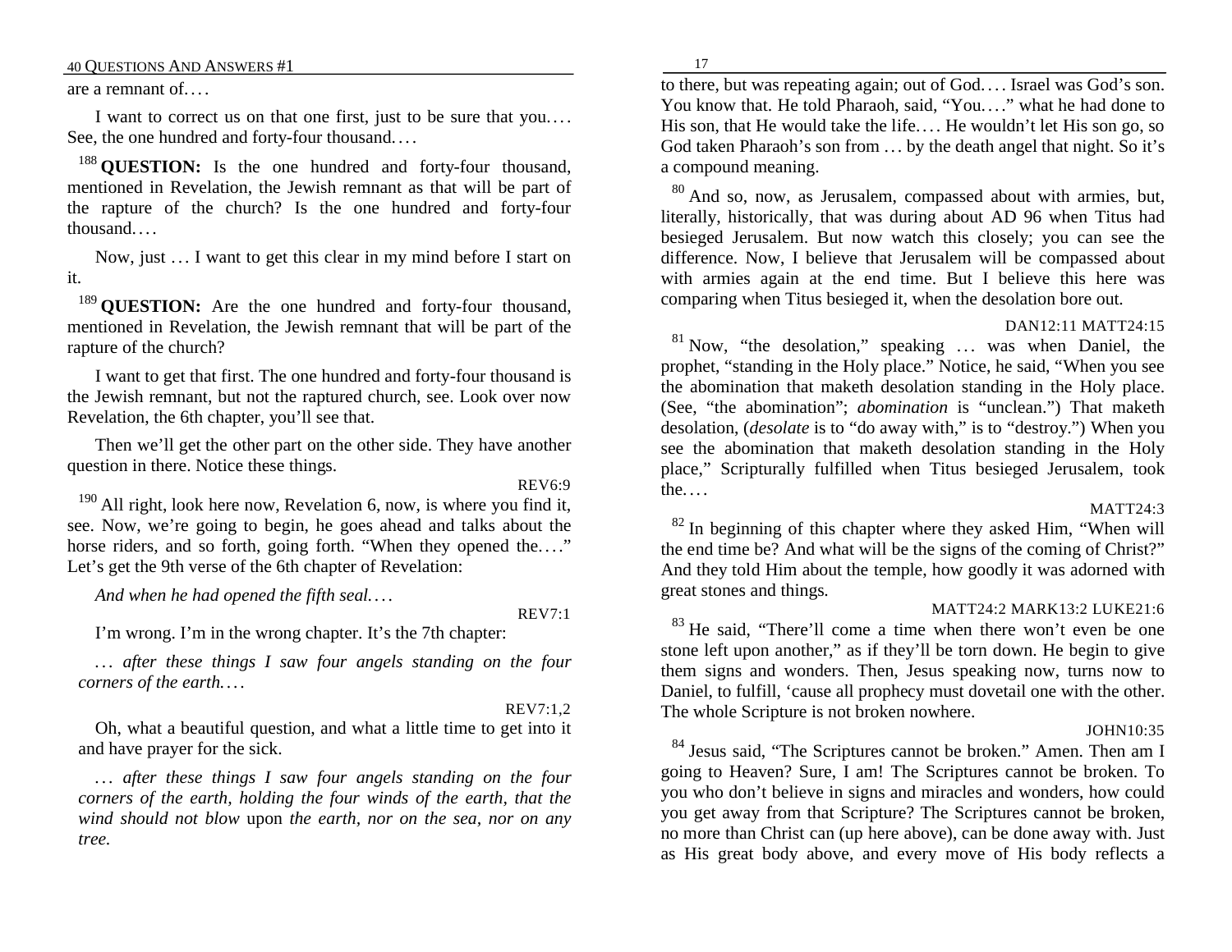are a remnant of. . . .

I want to correct us on that one first, just to be sure that you. . . . See, the one hundred and forty-four thousand. . . .

[188] **QUESTION:** Is the one hundred and forty-four thousand, mentioned in Revelation, the Jewish remnant as that will be part of the rapture of the church? Is the one hundred and forty-four thousand. . . .

Now, just . . . I want to get this clear in my mind before I start on it.

[189] **QUESTION:** Are the one hundred and forty-four thousand, mentioned in Revelation, the Jewish remnant that will be part of the rapture of the church?

I want to get that first. The one hundred and forty-four thousand is the Jewish remnant, but not the raptured church, see. Look over now Revelation, the 6th chapter, you'll see that.

Then we'll get the other part on the other side. They have another question in there. Notice these things.

REV6:9

[190] All right, look here now, Revelation 6, now, is where you find it, see. Now, we're going to begin, he goes ahead and talks about the horse riders, and so forth, going forth. "When they opened the. . . ." Let's get the 9th verse of the 6th chapter of Revelation:

*And when he had opened the fifth seal. . . .*

REV7:1

I'm wrong. I'm in the wrong chapter. It's the 7th chapter:

*. . . after these things I saw four angels standing on the four corners of the earth. . . .*

REV7:1,2

Oh, what a beautiful question, and what a little time to get into it and have prayer for the sick.

*. . . after these things I saw four angels standing on the four corners of the earth, holding the four winds of the earth, that the wind should not blow* upon *the earth, nor on the sea, nor on any tree.*

to there, but was repeating again; out of God. . . . Israel was God's son. You know that. He told Pharaoh, said, "You. . . ." what he had done to His son, that He would take the life. . . . He wouldn't let His son go, so God taken Pharaoh's son from . . . by the death angel that night. So it's a compound meaning.

[80] And so, now, as Jerusalem, compassed about with armies, but, literally, historically, that was during about AD 96 when Titus had besieged Jerusalem. But now watch this closely; you can see the difference. Now, I believe that Jerusalem will be compassed about with armies again at the end time. But I believe this here was comparing when Titus besieged it, when the desolation bore out.

DAN12:11 MATT24:15

[81] Now, "the desolation," speaking . . . was when Daniel, the prophet, "standing in the Holy place." Notice, he said, "When you see the abomination that maketh desolation standing in the Holy place. (See, "the abomination"; *abomination* is "unclean.") That maketh desolation, (*desolate* is to "do away with," is to "destroy.") When you see the abomination that maketh desolation standing in the Holy place," Scripturally fulfilled when Titus besieged Jerusalem, took the. . . .

MATT24:3

[82] In beginning of this chapter where they asked Him, "When will the end time be? And what will be the signs of the coming of Christ?" And they told Him about the temple, how goodly it was adorned with great stones and things.

MATT24:2 MARK13:2 LUKE21:6

[83] He said, "There'll come a time when there won't even be one stone left upon another," as if they'll be torn down. He begin to give them signs and wonders. Then, Jesus speaking now, turns now to Daniel, to fulfill, 'cause all prophecy must dovetail one with the other. The whole Scripture is not broken nowhere.

JOHN10:35

[84] Jesus said, "The Scriptures cannot be broken." Amen. Then am I going to Heaven? Sure, I am! The Scriptures cannot be broken. To you who don't believe in signs and miracles and wonders, how could you get away from that Scripture? The Scriptures cannot be broken, no more than Christ can (up here above), can be done away with. Just as His great body above, and every move of His body reflects a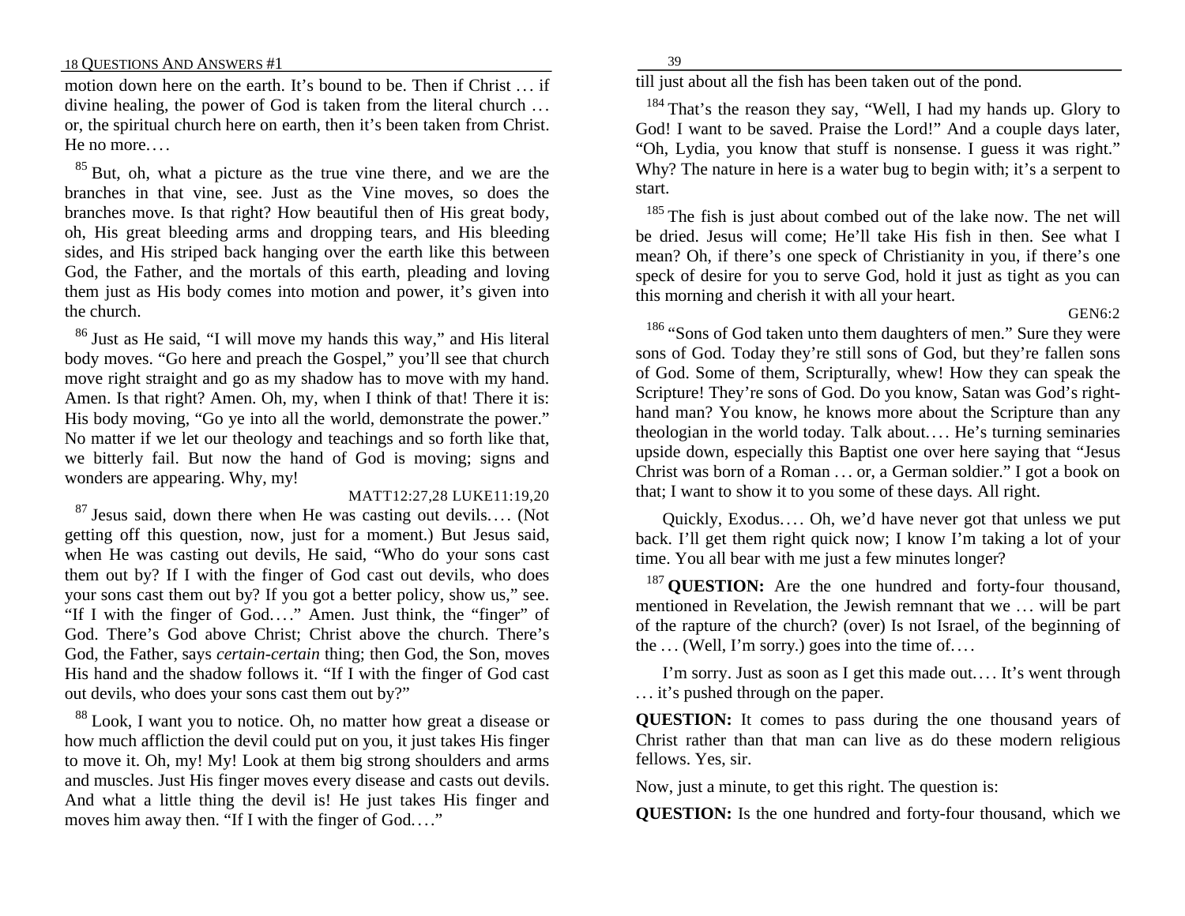motion down here on the earth. It's bound to be. Then if Christ … if divine healing, the power of God is taken from the literal church … or, the spiritual church here on earth, then it's been taken from Christ. He no more.…

[85] But, oh, what a picture as the true vine there, and we are the branches in that vine, see. Just as the Vine moves, so does the branches move. Is that right? How beautiful then of His great body, oh, His great bleeding arms and dropping tears, and His bleeding sides, and His striped back hanging over the earth like this between God, the Father, and the mortals of this earth, pleading and loving them just as His body comes into motion and power, it's given into the church.

[86] Just as He said, "I will move my hands this way," and His literal body moves. "Go here and preach the Gospel," you'll see that church move right straight and go as my shadow has to move with my hand. Amen. Is that right? Amen. Oh, my, when I think of that! There it is: His body moving, "Go ye into all the world, demonstrate the power." No matter if we let our theology and teachings and so forth like that, we bitterly fail. But now the hand of God is moving; signs and wonders are appearing. Why, my!

MATT12:27,28 LUKE11:19,20

[87] Jesus said, down there when He was casting out devils.… (Not getting off this question, now, just for a moment.) But Jesus said, when He was casting out devils, He said, "Who do your sons cast them out by? If I with the finger of God cast out devils, who does your sons cast them out by? If you got a better policy, show us," see. "If I with the finger of God.…" Amen. Just think, the "finger" of God. There's God above Christ; Christ above the church. There's God, the Father, says *certain-certain* thing; then God, the Son, moves His hand and the shadow follows it. "If I with the finger of God cast out devils, who does your sons cast them out by?"

[88] Look, I want you to notice. Oh, no matter how great a disease or how much affliction the devil could put on you, it just takes His finger to move it. Oh, my! My! Look at them big strong shoulders and arms and muscles. Just His finger moves every disease and casts out devils. And what a little thing the devil is! He just takes His finger and moves him away then. "If I with the finger of God.…"

till just about all the fish has been taken out of the pond.

[184] That's the reason they say, "Well, I had my hands up. Glory to God! I want to be saved. Praise the Lord!" And a couple days later, "Oh, Lydia, you know that stuff is nonsense. I guess it was right." Why? The nature in here is a water bug to begin with; it's a serpent to start.

[185] The fish is just about combed out of the lake now. The net will be dried. Jesus will come; He'll take His fish in then. See what I mean? Oh, if there's one speck of Christianity in you, if there's one speck of desire for you to serve God, hold it just as tight as you can this morning and cherish it with all your heart.

GEN6:2

[186] "Sons of God taken unto them daughters of men." Sure they were sons of God. Today they're still sons of God, but they're fallen sons of God. Some of them, Scripturally, whew! How they can speak the Scripture! They're sons of God. Do you know, Satan was God's right-hand man? You know, he knows more about the Scripture than any theologian in the world today. Talk about.… He's turning seminaries upside down, especially this Baptist one over here saying that "Jesus Christ was born of a Roman … or, a German soldier." I got a book on that; I want to show it to you some of these days. All right.

Quickly, Exodus.… Oh, we'd have never got that unless we put back. I'll get them right quick now; I know I'm taking a lot of your time. You all bear with me just a few minutes longer?

[187] **QUESTION:** Are the one hundred and forty-four thousand, mentioned in Revelation, the Jewish remnant that we … will be part of the rapture of the church? (over) Is not Israel, of the beginning of the … (Well, I'm sorry.) goes into the time of.…

I'm sorry. Just as soon as I get this made out.… It's went through … it's pushed through on the paper.

**QUESTION:** It comes to pass during the one thousand years of Christ rather than that man can live as do these modern religious fellows. Yes, sir.

Now, just a minute, to get this right. The question is:

**QUESTION:** Is the one hundred and forty-four thousand, which we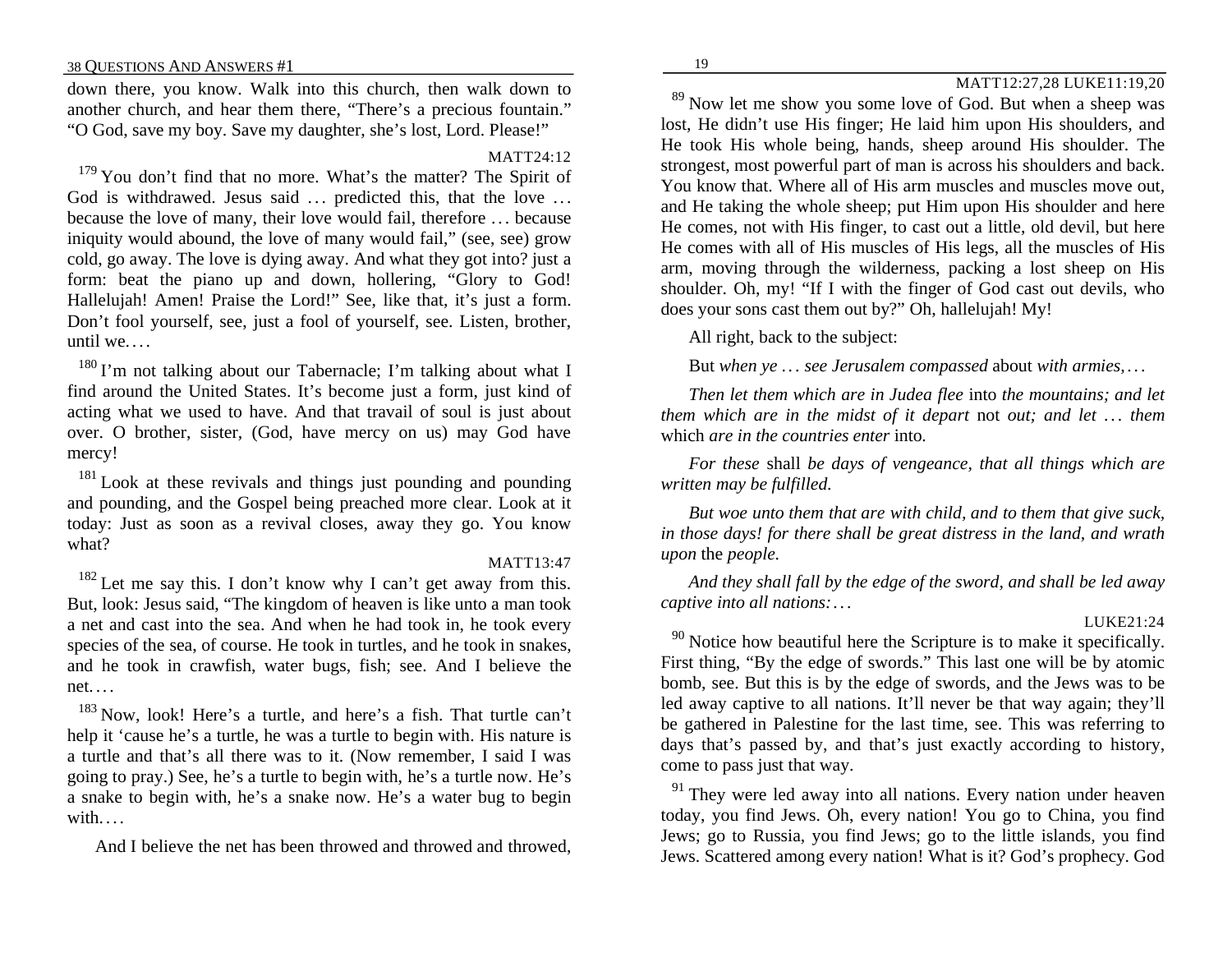down there, you know. Walk into this church, then walk down to another church, and hear them there, "There's a precious fountain." "O God, save my boy. Save my daughter, she's lost, Lord. Please!"

MATT24:12

[179] You don't find that no more. What's the matter? The Spirit of God is withdrawed. Jesus said … predicted this, that the love … because the love of many, their love would fail, therefore … because iniquity would abound, the love of many would fail," (see, see) grow cold, go away. The love is dying away. And what they got into? just a form: beat the piano up and down, hollering, "Glory to God! Hallelujah! Amen! Praise the Lord!" See, like that, it's just a form. Don't fool yourself, see, just a fool of yourself, see. Listen, brother, until we.…

[180] I'm not talking about our Tabernacle; I'm talking about what I find around the United States. It's become just a form, just kind of acting what we used to have. And that travail of soul is just about over. O brother, sister, (God, have mercy on us) may God have mercy!

[181] Look at these revivals and things just pounding and pounding and pounding, and the Gospel being preached more clear. Look at it today: Just as soon as a revival closes, away they go. You know what?

MATT13:47

[182] Let me say this. I don't know why I can't get away from this. But, look: Jesus said, "The kingdom of heaven is like unto a man took a net and cast into the sea. And when he had took in, he took every species of the sea, of course. He took in turtles, and he took in snakes, and he took in crawfish, water bugs, fish; see. And I believe the net.…

[183] Now, look! Here's a turtle, and here's a fish. That turtle can't help it 'cause he's a turtle, he was a turtle to begin with. His nature is a turtle and that's all there was to it. (Now remember, I said I was going to pray.) See, he's a turtle to begin with, he's a turtle now. He's a snake to begin with, he's a snake now. He's a water bug to begin with.…

And I believe the net has been throwed and throwed and throwed,

MATT12:27,28 LUKE11:19,20

[89] Now let me show you some love of God. But when a sheep was lost, He didn't use His finger; He laid him upon His shoulders, and He took His whole being, hands, sheep around His shoulder. The strongest, most powerful part of man is across his shoulders and back. You know that. Where all of His arm muscles and muscles move out, and He taking the whole sheep; put Him upon His shoulder and here He comes, not with His finger, to cast out a little, old devil, but here He comes with all of His muscles of His legs, all the muscles of His arm, moving through the wilderness, packing a lost sheep on His shoulder. Oh, my! "If I with the finger of God cast out devils, who does your sons cast them out by?" Oh, hallelujah! My!

All right, back to the subject:

But *when ye … see Jerusalem compassed* about *with armies,…*

*Then let them which are in Judea flee* into *the mountains; and let them which are in the midst of it depart* not *out; and let … them* which *are in the countries enter* into*.*

*For these* shall *be days of vengeance, that all things which are written may be fulfilled.*

*But woe unto them that are with child, and to them that give suck, in those days! for there shall be great distress in the land, and wrath upon* the *people.*

*And they shall fall by the edge of the sword, and shall be led away captive into all nations:…*

LUKE21:24

[90] Notice how beautiful here the Scripture is to make it specifically. First thing, "By the edge of swords." This last one will be by atomic bomb, see. But this is by the edge of swords, and the Jews was to be led away captive to all nations. It'll never be that way again; they'll be gathered in Palestine for the last time, see. This was referring to days that's passed by, and that's just exactly according to history, come to pass just that way.

[91] They were led away into all nations. Every nation under heaven today, you find Jews. Oh, every nation! You go to China, you find Jews; go to Russia, you find Jews; go to the little islands, you find Jews. Scattered among every nation! What is it? God's prophecy. God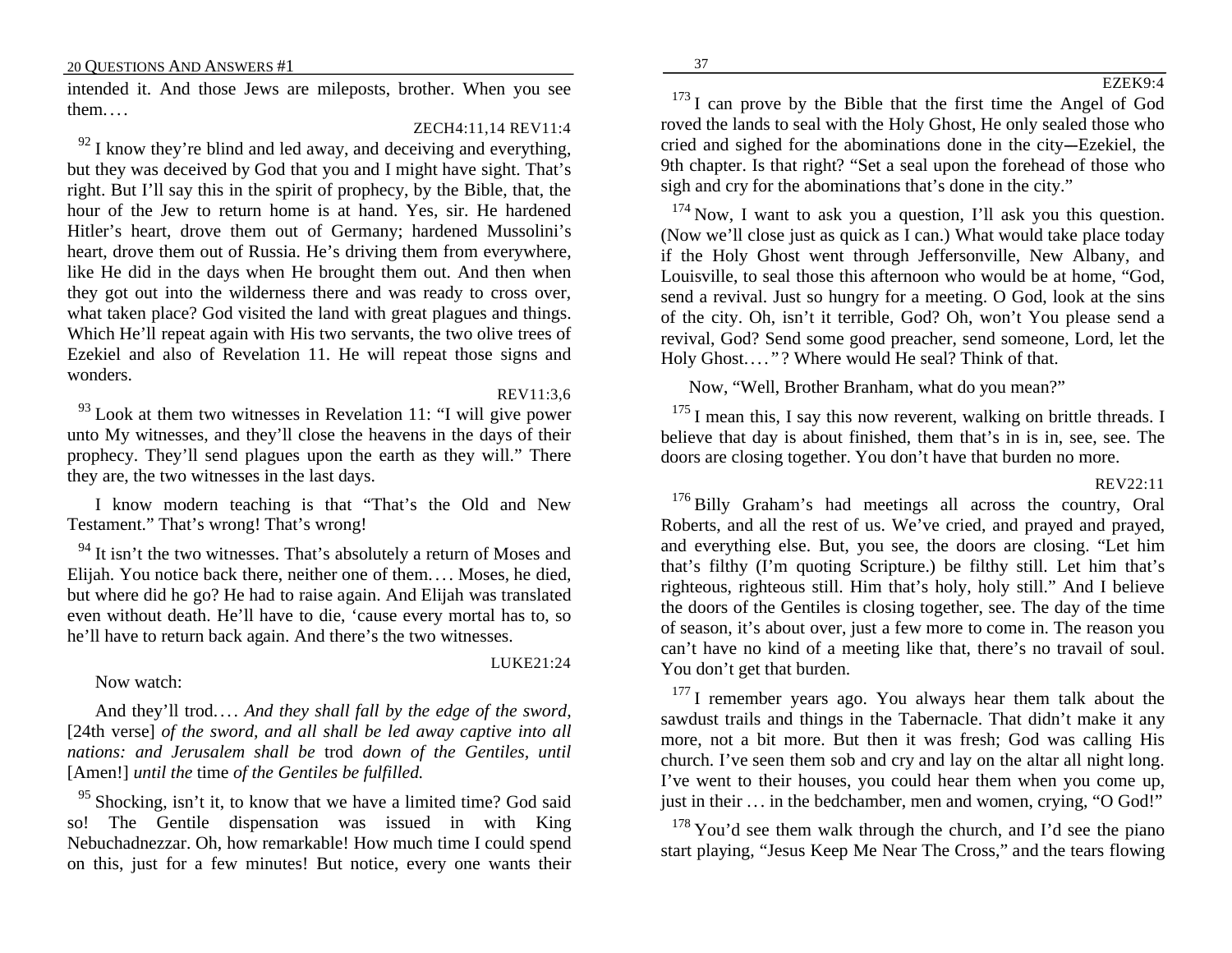intended it. And those Jews are mileposts, brother. When you see them.…

ZECH4:11,14 REV11:4

[92] I know they're blind and led away, and deceiving and everything, but they was deceived by God that you and I might have sight. That's right. But I'll say this in the spirit of prophecy, by the Bible, that, the hour of the Jew to return home is at hand. Yes, sir. He hardened Hitler's heart, drove them out of Germany; hardened Mussolini's heart, drove them out of Russia. He's driving them from everywhere, like He did in the days when He brought them out. And then when they got out into the wilderness there and was ready to cross over, what taken place? God visited the land with great plagues and things. Which He'll repeat again with His two servants, the two olive trees of Ezekiel and also of Revelation 11. He will repeat those signs and wonders.

REV11:3,6

[93] Look at them two witnesses in Revelation 11: "I will give power unto My witnesses, and they'll close the heavens in the days of their prophecy. They'll send plagues upon the earth as they will." There they are, the two witnesses in the last days.

I know modern teaching is that "That's the Old and New Testament." That's wrong! That's wrong!

[94] It isn't the two witnesses. That's absolutely a return of Moses and Elijah. You notice back there, neither one of them.… Moses, he died, but where did he go? He had to raise again. And Elijah was translated even without death. He'll have to die, 'cause every mortal has to, so he'll have to return back again. And there's the two witnesses.

LUKE21:24

Now watch:

And they'll trod.… *And they shall fall by the edge of the sword,* [24th verse] *of the sword, and all shall be led away captive into all nations: and Jerusalem shall be* trod *down of the Gentiles, until* [Amen!] *until the* time *of the Gentiles be fulfilled.*

[95] Shocking, isn't it, to know that we have a limited time? God said so! The Gentile dispensation was issued in with King Nebuchadnezzar. Oh, how remarkable! How much time I could spend on this, just for a few minutes! But notice, every one wants their

EZEK9:4

[173] I can prove by the Bible that the first time the Angel of God roved the lands to seal with the Holy Ghost, He only sealed those who cried and sighed for the abominations done in the city—Ezekiel, the 9th chapter. Is that right? "Set a seal upon the forehead of those who sigh and cry for the abominations that's done in the city."

[174] Now, I want to ask you a question, I'll ask you this question. (Now we'll close just as quick as I can.) What would take place today if the Holy Ghost went through Jeffersonville, New Albany, and Louisville, to seal those this afternoon who would be at home, "God, send a revival. Just so hungry for a meeting. O God, look at the sins of the city. Oh, isn't it terrible, God? Oh, won't You please send a revival, God? Send some good preacher, send someone, Lord, let the Holy Ghost.…"? Where would He seal? Think of that.

Now, "Well, Brother Branham, what do you mean?"

[175] I mean this, I say this now reverent, walking on brittle threads. I believe that day is about finished, them that's in is in, see, see. The doors are closing together. You don't have that burden no more.

REV22:11

[176] Billy Graham's had meetings all across the country, Oral Roberts, and all the rest of us. We've cried, and prayed and prayed, and everything else. But, you see, the doors are closing. "Let him that's filthy (I'm quoting Scripture.) be filthy still. Let him that's righteous, righteous still. Him that's holy, holy still." And I believe the doors of the Gentiles is closing together, see. The day of the time of season, it's about over, just a few more to come in. The reason you can't have no kind of a meeting like that, there's no travail of soul. You don't get that burden.

[177] I remember years ago. You always hear them talk about the sawdust trails and things in the Tabernacle. That didn't make it any more, not a bit more. But then it was fresh; God was calling His church. I've seen them sob and cry and lay on the altar all night long. I've went to their houses, you could hear them when you come up, just in their … in the bedchamber, men and women, crying, "O God!"

[178] You'd see them walk through the church, and I'd see the piano start playing, "Jesus Keep Me Near The Cross," and the tears flowing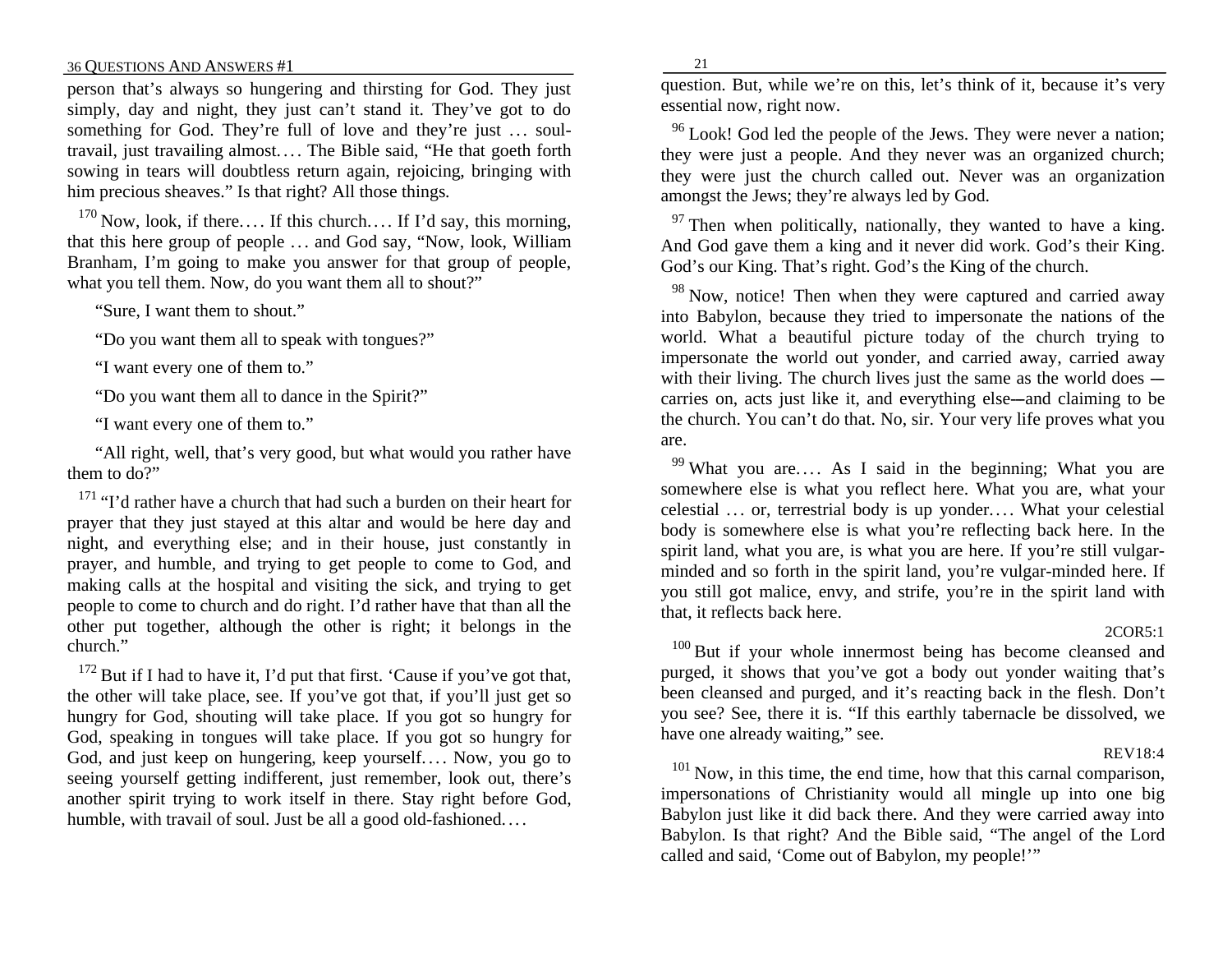person that's always so hungering and thirsting for God. They just simply, day and night, they just can't stand it. They've got to do something for God. They're full of love and they're just … soul-travail, just travailing almost.… The Bible said, "He that goeth forth sowing in tears will doubtless return again, rejoicing, bringing with him precious sheaves." Is that right? All those things.

[170] Now, look, if there.… If this church.… If I'd say, this morning, that this here group of people … and God say, "Now, look, William Branham, I'm going to make you answer for that group of people, what you tell them. Now, do you want them all to shout?"

"Sure, I want them to shout."

"Do you want them all to speak with tongues?"

"I want every one of them to."

"Do you want them all to dance in the Spirit?"

"I want every one of them to."

"All right, well, that's very good, but what would you rather have them to do?"

[171] "I'd rather have a church that had such a burden on their heart for prayer that they just stayed at this altar and would be here day and night, and everything else; and in their house, just constantly in prayer, and humble, and trying to get people to come to God, and making calls at the hospital and visiting the sick, and trying to get people to come to church and do right. I'd rather have that than all the other put together, although the other is right; it belongs in the church."

[172] But if I had to have it, I'd put that first. 'Cause if you've got that, the other will take place, see. If you've got that, if you'll just get so hungry for God, shouting will take place. If you got so hungry for God, speaking in tongues will take place. If you got so hungry for God, and just keep on hungering, keep yourself.… Now, you go to seeing yourself getting indifferent, just remember, look out, there's another spirit trying to work itself in there. Stay right before God, humble, with travail of soul. Just be all a good old-fashioned.…

question. But, while we're on this, let's think of it, because it's very essential now, right now.

[96] Look! God led the people of the Jews. They were never a nation; they were just a people. And they never was an organized church; they were just the church called out. Never was an organization amongst the Jews; they're always led by God.

[97] Then when politically, nationally, they wanted to have a king. And God gave them a king and it never did work. God's their King. God's our King. That's right. God's the King of the church.

[98] Now, notice! Then when they were captured and carried away into Babylon, because they tried to impersonate the nations of the world. What a beautiful picture today of the church trying to impersonate the world out yonder, and carried away, carried away with their living. The church lives just the same as the world does — carries on, acts just like it, and everything else—and claiming to be the church. You can't do that. No, sir. Your very life proves what you are.

[99] What you are.… As I said in the beginning; What you are somewhere else is what you reflect here. What you are, what your celestial … or, terrestrial body is up yonder.… What your celestial body is somewhere else is what you're reflecting back here. In the spirit land, what you are, is what you are here. If you're still vulgar-minded and so forth in the spirit land, you're vulgar-minded here. If you still got malice, envy, and strife, you're in the spirit land with that, it reflects back here.

2COR5:1

[100] But if your whole innermost being has become cleansed and purged, it shows that you've got a body out yonder waiting that's been cleansed and purged, and it's reacting back in the flesh. Don't you see? See, there it is. "If this earthly tabernacle be dissolved, we have one already waiting," see.

REV18:4

[101] Now, in this time, the end time, how that this carnal comparison, impersonations of Christianity would all mingle up into one big Babylon just like it did back there. And they were carried away into Babylon. Is that right? And the Bible said, "The angel of the Lord called and said, 'Come out of Babylon, my people!'"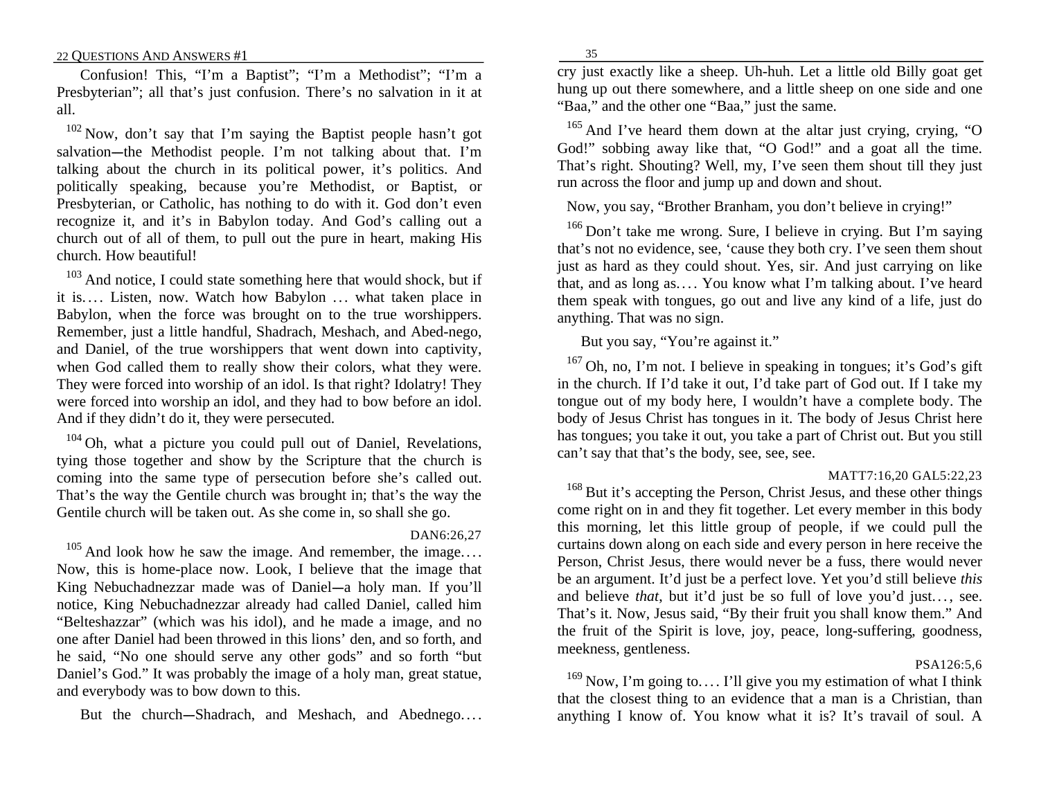Confusion! This, "I'm a Baptist"; "I'm a Methodist"; "I'm a Presbyterian"; all that's just confusion. There's no salvation in it at all.

[102] Now, don't say that I'm saying the Baptist people hasn't got salvation—the Methodist people. I'm not talking about that. I'm talking about the church in its political power, it's politics. And politically speaking, because you're Methodist, or Baptist, or Presbyterian, or Catholic, has nothing to do with it. God don't even recognize it, and it's in Babylon today. And God's calling out a church out of all of them, to pull out the pure in heart, making His church. How beautiful!

[103] And notice, I could state something here that would shock, but if it is.… Listen, now. Watch how Babylon … what taken place in Babylon, when the force was brought on to the true worshippers. Remember, just a little handful, Shadrach, Meshach, and Abed-nego, and Daniel, of the true worshippers that went down into captivity, when God called them to really show their colors, what they were. They were forced into worship of an idol. Is that right? Idolatry! They were forced into worship an idol, and they had to bow before an idol. And if they didn't do it, they were persecuted.

[104] Oh, what a picture you could pull out of Daniel, Revelations, tying those together and show by the Scripture that the church is coming into the same type of persecution before she's called out. That's the way the Gentile church was brought in; that's the way the Gentile church will be taken out. As she come in, so shall she go.

DAN6:26,27

[105] And look how he saw the image. And remember, the image.… Now, this is home-place now. Look, I believe that the image that King Nebuchadnezzar made was of Daniel—a holy man. If you'll notice, King Nebuchadnezzar already had called Daniel, called him "Belteshazzar" (which was his idol), and he made a image, and no one after Daniel had been throwed in this lions' den, and so forth, and he said, "No one should serve any other gods" and so forth "but Daniel's God." It was probably the image of a holy man, great statue, and everybody was to bow down to this.

But the church—Shadrach, and Meshach, and Abednego.…

cry just exactly like a sheep. Uh-huh. Let a little old Billy goat get hung up out there somewhere, and a little sheep on one side and one "Baa," and the other one "Baa," just the same.

[165] And I've heard them down at the altar just crying, crying, "O God!" sobbing away like that, "O God!" and a goat all the time. That's right. Shouting? Well, my, I've seen them shout till they just run across the floor and jump up and down and shout.

Now, you say, "Brother Branham, you don't believe in crying!"

[166] Don't take me wrong. Sure, I believe in crying. But I'm saying that's not no evidence, see, 'cause they both cry. I've seen them shout just as hard as they could shout. Yes, sir. And just carrying on like that, and as long as.… You know what I'm talking about. I've heard them speak with tongues, go out and live any kind of a life, just do anything. That was no sign.

But you say, "You're against it."

[167] Oh, no, I'm not. I believe in speaking in tongues; it's God's gift in the church. If I'd take it out, I'd take part of God out. If I take my tongue out of my body here, I wouldn't have a complete body. The body of Jesus Christ has tongues in it. The body of Jesus Christ here has tongues; you take it out, you take a part of Christ out. But you still can't say that that's the body, see, see, see.

MATT7:16,20 GAL5:22,23

[168] But it's accepting the Person, Christ Jesus, and these other things come right on in and they fit together. Let every member in this body this morning, let this little group of people, if we could pull the curtains down along on each side and every person in here receive the Person, Christ Jesus, there would never be a fuss, there would never be an argument. It'd just be a perfect love. Yet you'd still believe *this* and believe *that*, but it'd just be so full of love you'd just…, see. That's it. Now, Jesus said, "By their fruit you shall know them." And the fruit of the Spirit is love, joy, peace, long-suffering, goodness, meekness, gentleness.

PSA126:5,6

[169] Now, I'm going to.… I'll give you my estimation of what I think that the closest thing to an evidence that a man is a Christian, than anything I know of. You know what it is? It's travail of soul. A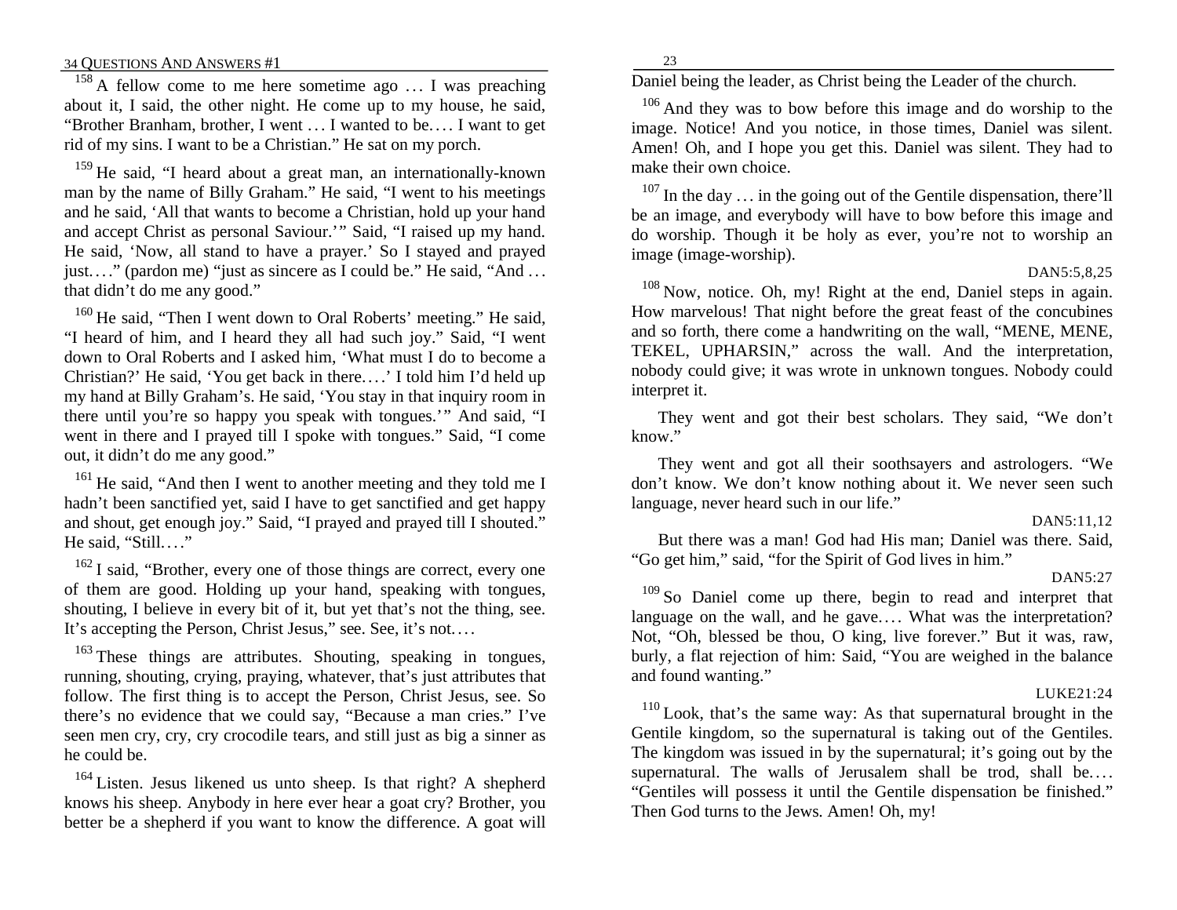[158] A fellow come to me here sometime ago … I was preaching about it, I said, the other night. He come up to my house, he said, "Brother Branham, brother, I went … I wanted to be…. I want to get rid of my sins. I want to be a Christian." He sat on my porch.

[159] He said, "I heard about a great man, an internationally-known man by the name of Billy Graham." He said, "I went to his meetings and he said, 'All that wants to become a Christian, hold up your hand and accept Christ as personal Saviour.'" Said, "I raised up my hand. He said, 'Now, all stand to have a prayer.' So I stayed and prayed just…." (pardon me) "just as sincere as I could be." He said, "And … that didn't do me any good."

[160] He said, "Then I went down to Oral Roberts' meeting." He said, "I heard of him, and I heard they all had such joy." Said, "I went down to Oral Roberts and I asked him, 'What must I do to become a Christian?' He said, 'You get back in there….' I told him I'd held up my hand at Billy Graham's. He said, 'You stay in that inquiry room in there until you're so happy you speak with tongues.'" And said, "I went in there and I prayed till I spoke with tongues." Said, "I come out, it didn't do me any good."

[161] He said, "And then I went to another meeting and they told me I hadn't been sanctified yet, said I have to get sanctified and get happy and shout, get enough joy." Said, "I prayed and prayed till I shouted." He said, "Still…."

[162] I said, "Brother, every one of those things are correct, every one of them are good. Holding up your hand, speaking with tongues, shouting, I believe in every bit of it, but yet that's not the thing, see. It's accepting the Person, Christ Jesus," see. See, it's not….

[163] These things are attributes. Shouting, speaking in tongues, running, shouting, crying, praying, whatever, that's just attributes that follow. The first thing is to accept the Person, Christ Jesus, see. So there's no evidence that we could say, "Because a man cries." I've seen men cry, cry, cry crocodile tears, and still just as big a sinner as he could be.

[164] Listen. Jesus likened us unto sheep. Is that right? A shepherd knows his sheep. Anybody in here ever hear a goat cry? Brother, you better be a shepherd if you want to know the difference. A goat will

Daniel being the leader, as Christ being the Leader of the church.

[106] And they was to bow before this image and do worship to the image. Notice! And you notice, in those times, Daniel was silent. Amen! Oh, and I hope you get this. Daniel was silent. They had to make their own choice.

[107] In the day … in the going out of the Gentile dispensation, there'll be an image, and everybody will have to bow before this image and do worship. Though it be holy as ever, you're not to worship an image (image-worship).

DAN5:5,8,25

[108] Now, notice. Oh, my! Right at the end, Daniel steps in again. How marvelous! That night before the great feast of the concubines and so forth, there come a handwriting on the wall, "MENE, MENE, TEKEL, UPHARSIN," across the wall. And the interpretation, nobody could give; it was wrote in unknown tongues. Nobody could interpret it.

They went and got their best scholars. They said, "We don't know."

They went and got all their soothsayers and astrologers. "We don't know. We don't know nothing about it. We never seen such language, never heard such in our life."

DAN5:11,12

But there was a man! God had His man; Daniel was there. Said, "Go get him," said, "for the Spirit of God lives in him."

DAN5:27

[109] So Daniel come up there, begin to read and interpret that language on the wall, and he gave…. What was the interpretation? Not, "Oh, blessed be thou, O king, live forever." But it was, raw, burly, a flat rejection of him: Said, "You are weighed in the balance and found wanting."

LUKE21:24

[110] Look, that's the same way: As that supernatural brought in the Gentile kingdom, so the supernatural is taking out of the Gentiles. The kingdom was issued in by the supernatural; it's going out by the supernatural. The walls of Jerusalem shall be trod, shall be…. "Gentiles will possess it until the Gentile dispensation be finished." Then God turns to the Jews. Amen! Oh, my!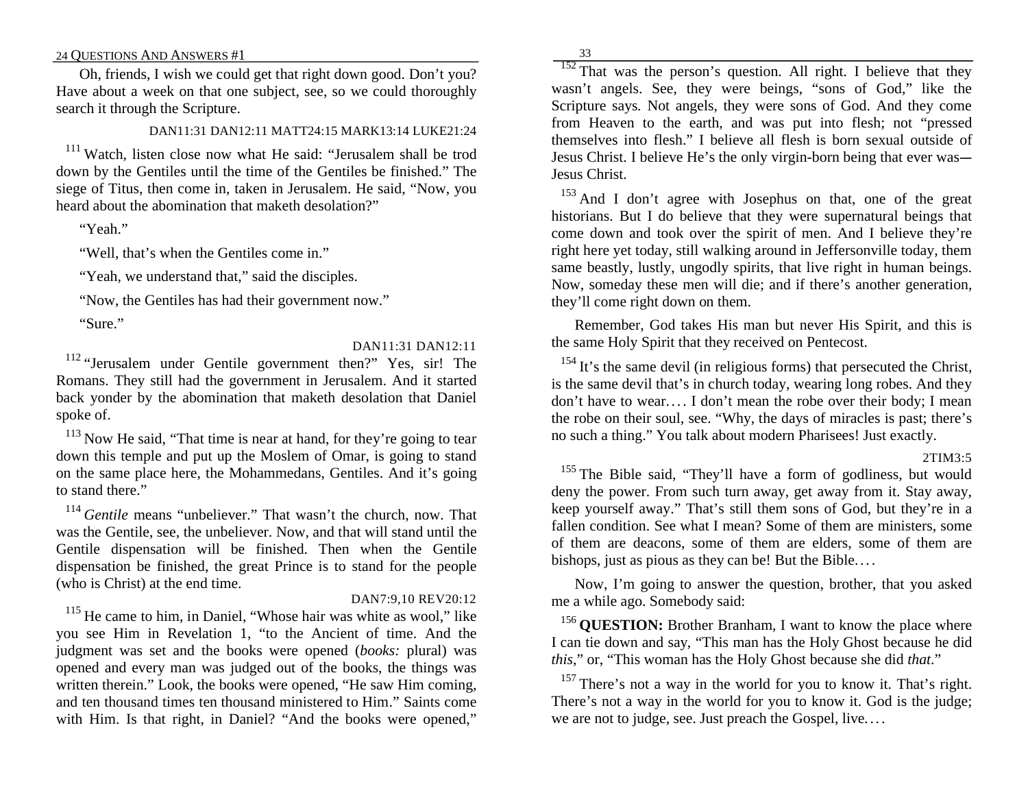Oh, friends, I wish we could get that right down good. Don't you? Have about a week on that one subject, see, so we could thoroughly search it through the Scripture.

DAN11:31 DAN12:11 MATT24:15 MARK13:14 LUKE21:24

[111] Watch, listen close now what He said: "Jerusalem shall be trod down by the Gentiles until the time of the Gentiles be finished." The siege of Titus, then come in, taken in Jerusalem. He said, "Now, you heard about the abomination that maketh desolation?"

"Yeah."

"Well, that's when the Gentiles come in."

"Yeah, we understand that," said the disciples.

"Now, the Gentiles has had their government now."

"Sure."

DAN11:31 DAN12:11

[112] "Jerusalem under Gentile government then?" Yes, sir! The Romans. They still had the government in Jerusalem. And it started back yonder by the abomination that maketh desolation that Daniel spoke of.

[113] Now He said, "That time is near at hand, for they're going to tear down this temple and put up the Moslem of Omar, is going to stand on the same place here, the Mohammedans, Gentiles. And it's going to stand there."

[114] *Gentile* means "unbeliever." That wasn't the church, now. That was the Gentile, see, the unbeliever. Now, and that will stand until the Gentile dispensation will be finished. Then when the Gentile dispensation be finished, the great Prince is to stand for the people (who is Christ) at the end time.

DAN7:9,10 REV20:12

[115] He came to him, in Daniel, "Whose hair was white as wool," like you see Him in Revelation 1, "to the Ancient of time. And the judgment was set and the books were opened (*books:* plural) was opened and every man was judged out of the books, the things was written therein." Look, the books were opened, "He saw Him coming, and ten thousand times ten thousand ministered to Him." Saints come with Him. Is that right, in Daniel? "And the books were opened,"

[152] That was the person's question. All right. I believe that they wasn't angels. See, they were beings, "sons of God," like the Scripture says. Not angels, they were sons of God. And they come from Heaven to the earth, and was put into flesh; not "pressed themselves into flesh." I believe all flesh is born sexual outside of Jesus Christ. I believe He's the only virgin-born being that ever was—Jesus Christ.

[153] And I don't agree with Josephus on that, one of the great historians. But I do believe that they were supernatural beings that come down and took over the spirit of men. And I believe they're right here yet today, still walking around in Jeffersonville today, them same beastly, lustly, ungodly spirits, that live right in human beings. Now, someday these men will die; and if there's another generation, they'll come right down on them.

Remember, God takes His man but never His Spirit, and this is the same Holy Spirit that they received on Pentecost.

[154] It's the same devil (in religious forms) that persecuted the Christ, is the same devil that's in church today, wearing long robes. And they don't have to wear.… I don't mean the robe over their body; I mean the robe on their soul, see. "Why, the days of miracles is past; there's no such a thing." You talk about modern Pharisees! Just exactly.

2TIM3:5

[155] The Bible said, "They'll have a form of godliness, but would deny the power. From such turn away, get away from it. Stay away, keep yourself away." That's still them sons of God, but they're in a fallen condition. See what I mean? Some of them are ministers, some of them are deacons, some of them are elders, some of them are bishops, just as pious as they can be! But the Bible.…

Now, I'm going to answer the question, brother, that you asked me a while ago. Somebody said:

[156] **QUESTION:** Brother Branham, I want to know the place where I can tie down and say, "This man has the Holy Ghost because he did *this*," or, "This woman has the Holy Ghost because she did *that*."

[157] There's not a way in the world for you to know it. That's right. There's not a way in the world for you to know it. God is the judge; we are not to judge, see. Just preach the Gospel, live.…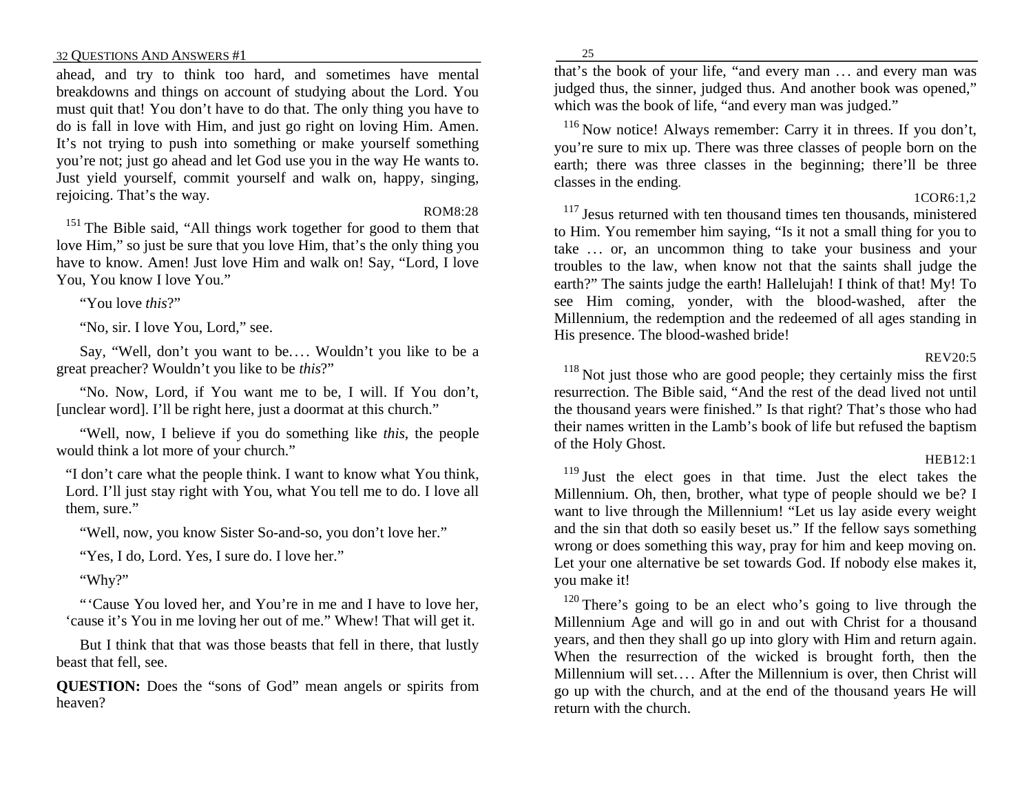ahead, and try to think too hard, and sometimes have mental breakdowns and things on account of studying about the Lord. You must quit that! You don't have to do that. The only thing you have to do is fall in love with Him, and just go right on loving Him. Amen. It's not trying to push into something or make yourself something you're not; just go ahead and let God use you in the way He wants to. Just yield yourself, commit yourself and walk on, happy, singing, rejoicing. That's the way.

ROM8:28

[151] The Bible said, "All things work together for good to them that love Him," so just be sure that you love Him, that's the only thing you have to know. Amen! Just love Him and walk on! Say, "Lord, I love You, You know I love You."

"You love *this*?"

"No, sir. I love You, Lord," see.

Say, "Well, don't you want to be.… Wouldn't you like to be a great preacher? Wouldn't you like to be *this*?"

"No. Now, Lord, if You want me to be, I will. If You don't, [unclear word]. I'll be right here, just a doormat at this church."

"Well, now, I believe if you do something like *this*, the people would think a lot more of your church."

"I don't care what the people think. I want to know what You think, Lord. I'll just stay right with You, what You tell me to do. I love all them, sure."

"Well, now, you know Sister So-and-so, you don't love her."

"Yes, I do, Lord. Yes, I sure do. I love her."

"Why?"

"'Cause You loved her, and You're in me and I have to love her, 'cause it's You in me loving her out of me." Whew! That will get it.

But I think that that was those beasts that fell in there, that lustly beast that fell, see.

**QUESTION:** Does the "sons of God" mean angels or spirits from heaven?

that's the book of your life, "and every man … and every man was judged thus, the sinner, judged thus. And another book was opened," which was the book of life, "and every man was judged."

[116] Now notice! Always remember: Carry it in threes. If you don't, you're sure to mix up. There was three classes of people born on the earth; there was three classes in the beginning; there'll be three classes in the ending.

1COR6:1,2

[117] Jesus returned with ten thousand times ten thousands, ministered to Him. You remember him saying, "Is it not a small thing for you to take … or, an uncommon thing to take your business and your troubles to the law, when know not that the saints shall judge the earth?" The saints judge the earth! Hallelujah! I think of that! My! To see Him coming, yonder, with the blood-washed, after the Millennium, the redemption and the redeemed of all ages standing in His presence. The blood-washed bride!

REV20:5

[118] Not just those who are good people; they certainly miss the first resurrection. The Bible said, "And the rest of the dead lived not until the thousand years were finished." Is that right? That's those who had their names written in the Lamb's book of life but refused the baptism of the Holy Ghost.

HEB12:1

[119] Just the elect goes in that time. Just the elect takes the Millennium. Oh, then, brother, what type of people should we be? I want to live through the Millennium! "Let us lay aside every weight and the sin that doth so easily beset us." If the fellow says something wrong or does something this way, pray for him and keep moving on. Let your one alternative be set towards God. If nobody else makes it, you make it!

[120] There's going to be an elect who's going to live through the Millennium Age and will go in and out with Christ for a thousand years, and then they shall go up into glory with Him and return again. When the resurrection of the wicked is brought forth, then the Millennium will set.… After the Millennium is over, then Christ will go up with the church, and at the end of the thousand years He will return with the church.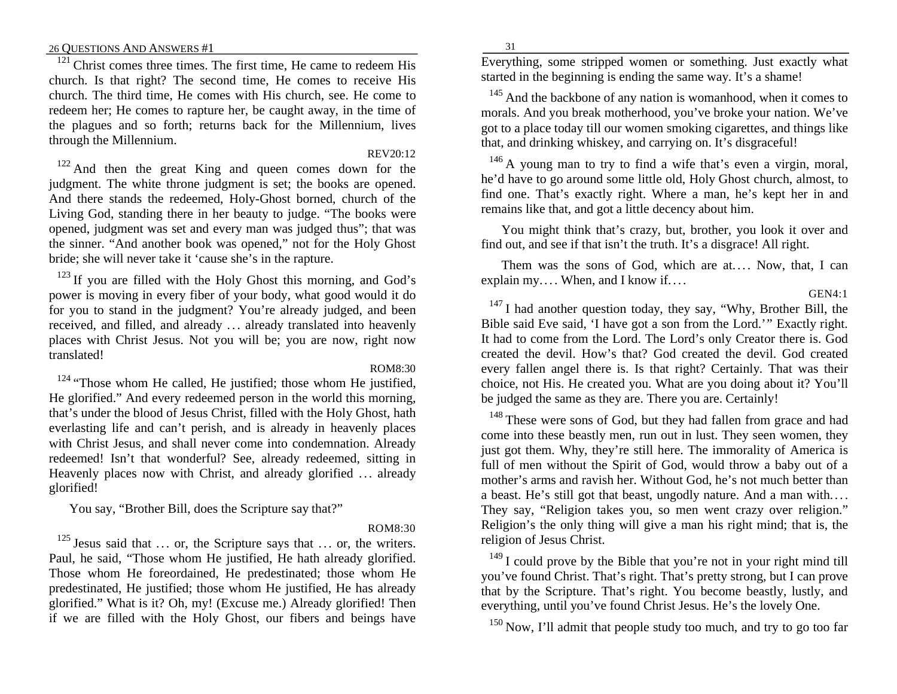[121] Christ comes three times. The first time, He came to redeem His church. Is that right? The second time, He comes to receive His church. The third time, He comes with His church, see. He come to redeem her; He comes to rapture her, be caught away, in the time of the plagues and so forth; returns back for the Millennium, lives through the Millennium.

REV20:12

[122] And then the great King and queen comes down for the judgment. The white throne judgment is set; the books are opened. And there stands the redeemed, Holy-Ghost borned, church of the Living God, standing there in her beauty to judge. "The books were opened, judgment was set and every man was judged thus"; that was the sinner. "And another book was opened," not for the Holy Ghost bride; she will never take it 'cause she's in the rapture.

[123] If you are filled with the Holy Ghost this morning, and God's power is moving in every fiber of your body, what good would it do for you to stand in the judgment? You're already judged, and been received, and filled, and already … already translated into heavenly places with Christ Jesus. Not you will be; you are now, right now translated!

ROM8:30

[124] "Those whom He called, He justified; those whom He justified, He glorified." And every redeemed person in the world this morning, that's under the blood of Jesus Christ, filled with the Holy Ghost, hath everlasting life and can't perish, and is already in heavenly places with Christ Jesus, and shall never come into condemnation. Already redeemed! Isn't that wonderful? See, already redeemed, sitting in Heavenly places now with Christ, and already glorified … already glorified!

You say, "Brother Bill, does the Scripture say that?"

ROM8:30

[125] Jesus said that … or, the Scripture says that … or, the writers. Paul, he said, "Those whom He justified, He hath already glorified. Those whom He foreordained, He predestinated; those whom He predestinated, He justified; those whom He justified, He has already glorified." What is it? Oh, my! (Excuse me.) Already glorified! Then if we are filled with the Holy Ghost, our fibers and beings have

Everything, some stripped women or something. Just exactly what started in the beginning is ending the same way. It's a shame!

[145] And the backbone of any nation is womanhood, when it comes to morals. And you break motherhood, you've broke your nation. We've got to a place today till our women smoking cigarettes, and things like that, and drinking whiskey, and carrying on. It's disgraceful!

[146] A young man to try to find a wife that's even a virgin, moral, he'd have to go around some little old, Holy Ghost church, almost, to find one. That's exactly right. Where a man, he's kept her in and remains like that, and got a little decency about him.

You might think that's crazy, but, brother, you look it over and find out, and see if that isn't the truth. It's a disgrace! All right.

Them was the sons of God, which are at…. Now, that, I can explain my…. When, and I know if….

GEN4:1

[147] I had another question today, they say, "Why, Brother Bill, the Bible said Eve said, 'I have got a son from the Lord.'" Exactly right. It had to come from the Lord. The Lord's only Creator there is. God created the devil. How's that? God created the devil. God created every fallen angel there is. Is that right? Certainly. That was their choice, not His. He created you. What are you doing about it? You'll be judged the same as they are. There you are. Certainly!

[148] These were sons of God, but they had fallen from grace and had come into these beastly men, run out in lust. They seen women, they just got them. Why, they're still here. The immorality of America is full of men without the Spirit of God, would throw a baby out of a mother's arms and ravish her. Without God, he's not much better than a beast. He's still got that beast, ungodly nature. And a man with…. They say, "Religion takes you, so men went crazy over religion." Religion's the only thing will give a man his right mind; that is, the religion of Jesus Christ.

[149] I could prove by the Bible that you're not in your right mind till you've found Christ. That's right. That's pretty strong, but I can prove that by the Scripture. That's right. You become beastly, lustly, and everything, until you've found Christ Jesus. He's the lovely One.

[150] Now, I'll admit that people study too much, and try to go too far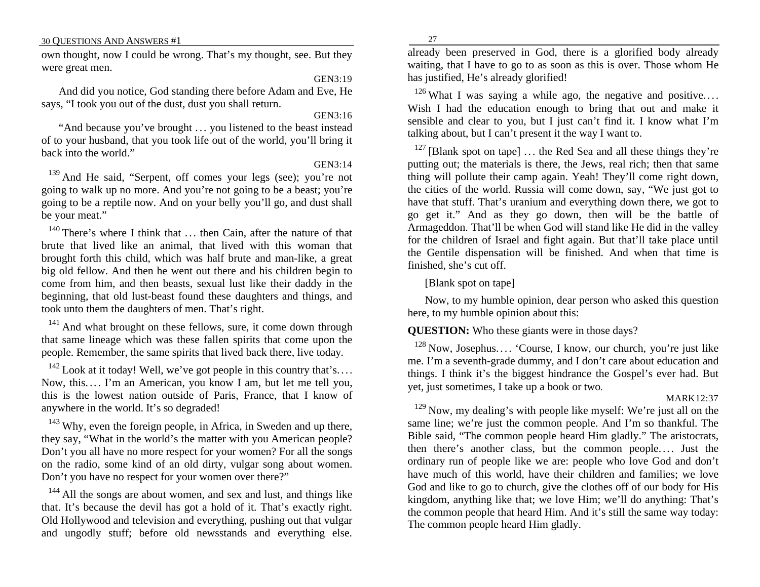own thought, now I could be wrong. That's my thought, see. But they were great men.

GEN3:19

And did you notice, God standing there before Adam and Eve, He says, "I took you out of the dust, dust you shall return.

GEN3:16

"And because you've brought … you listened to the beast instead of to your husband, that you took life out of the world, you'll bring it back into the world."

GEN3:14

139 And He said, "Serpent, off comes your legs (see); you're not going to walk up no more. And you're not going to be a beast; you're going to be a reptile now. And on your belly you'll go, and dust shall be your meat."

140 There's where I think that … then Cain, after the nature of that brute that lived like an animal, that lived with this woman that brought forth this child, which was half brute and man-like, a great big old fellow. And then he went out there and his children begin to come from him, and then beasts, sexual lust like their daddy in the beginning, that old lust-beast found these daughters and things, and took unto them the daughters of men. That's right.

141 And what brought on these fellows, sure, it come down through that same lineage which was these fallen spirits that come upon the people. Remember, the same spirits that lived back there, live today.

142 Look at it today! Well, we've got people in this country that's…. Now, this…. I'm an American, you know I am, but let me tell you, this is the lowest nation outside of Paris, France, that I know of anywhere in the world. It's so degraded!

143 Why, even the foreign people, in Africa, in Sweden and up there, they say, "What in the world's the matter with you American people? Don't you all have no more respect for your women? For all the songs on the radio, some kind of an old dirty, vulgar song about women. Don't you have no respect for your women over there?"

144 All the songs are about women, and sex and lust, and things like that. It's because the devil has got a hold of it. That's exactly right. Old Hollywood and television and everything, pushing out that vulgar and ungodly stuff; before old newsstands and everything else.

already been preserved in God, there is a glorified body already waiting, that I have to go to as soon as this is over. Those whom He has justified, He's already glorified!

126 What I was saying a while ago, the negative and positive…. Wish I had the education enough to bring that out and make it sensible and clear to you, but I just can't find it. I know what I'm talking about, but I can't present it the way I want to.

127 [Blank spot on tape] … the Red Sea and all these things they're putting out; the materials is there, the Jews, real rich; then that same thing will pollute their camp again. Yeah! They'll come right down, the cities of the world. Russia will come down, say, "We just got to have that stuff. That's uranium and everything down there, we got to go get it." And as they go down, then will be the battle of Armageddon. That'll be when God will stand like He did in the valley for the children of Israel and fight again. But that'll take place until the Gentile dispensation will be finished. And when that time is finished, she's cut off.

[Blank spot on tape]

Now, to my humble opinion, dear person who asked this question here, to my humble opinion about this:

**QUESTION:** Who these giants were in those days?

128 Now, Josephus…. 'Course, I know, our church, you're just like me. I'm a seventh-grade dummy, and I don't care about education and things. I think it's the biggest hindrance the Gospel's ever had. But yet, just sometimes, I take up a book or two.

MARK12:37

129 Now, my dealing's with people like myself: We're just all on the same line; we're just the common people. And I'm so thankful. The Bible said, "The common people heard Him gladly." The aristocrats, then there's another class, but the common people…. Just the ordinary run of people like we are: people who love God and don't have much of this world, have their children and families; we love God and like to go to church, give the clothes off of our body for His kingdom, anything like that; we love Him; we'll do anything: That's the common people that heard Him. And it's still the same way today: The common people heard Him gladly.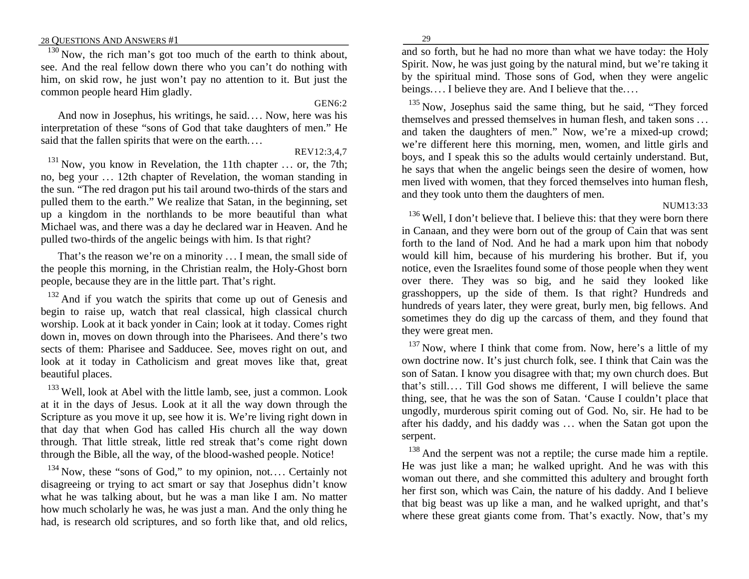[130] Now, the rich man's got too much of the earth to think about, see. And the real fellow down there who you can't do nothing with him, on skid row, he just won't pay no attention to it. But just the common people heard Him gladly.

GEN6:2

And now in Josephus, his writings, he said.... Now, here was his interpretation of these "sons of God that take daughters of men." He said that the fallen spirits that were on the earth....

REV12:3,4,7

[131] Now, you know in Revelation, the 11th chapter ... or, the 7th; no, beg your ... 12th chapter of Revelation, the woman standing in the sun. "The red dragon put his tail around two-thirds of the stars and pulled them to the earth." We realize that Satan, in the beginning, set up a kingdom in the northlands to be more beautiful than what Michael was, and there was a day he declared war in Heaven. And he pulled two-thirds of the angelic beings with him. Is that right?

That's the reason we're on a minority ... I mean, the small side of the people this morning, in the Christian realm, the Holy-Ghost born people, because they are in the little part. That's right.

[132] And if you watch the spirits that come up out of Genesis and begin to raise up, watch that real classical, high classical church worship. Look at it back yonder in Cain; look at it today. Comes right down in, moves on down through into the Pharisees. And there's two sects of them: Pharisee and Sadducee. See, moves right on out, and look at it today in Catholicism and great moves like that, great beautiful places.

[133] Well, look at Abel with the little lamb, see, just a common. Look at it in the days of Jesus. Look at it all the way down through the Scripture as you move it up, see how it is. We're living right down in that day that when God has called His church all the way down through. That little streak, little red streak that's come right down through the Bible, all the way, of the blood-washed people. Notice!

[134] Now, these "sons of God," to my opinion, not.... Certainly not disagreeing or trying to act smart or say that Josephus didn't know what he was talking about, but he was a man like I am. No matter how much scholarly he was, he was just a man. And the only thing he had, is research old scriptures, and so forth like that, and old relics, and so forth, but he had no more than what we have today: the Holy Spirit. Now, he was just going by the natural mind, but we're taking it by the spiritual mind. Those sons of God, when they were angelic beings.... I believe they are. And I believe that the....

[135] Now, Josephus said the same thing, but he said, "They forced themselves and pressed themselves in human flesh, and taken sons ... and taken the daughters of men." Now, we're a mixed-up crowd; we're different here this morning, men, women, and little girls and boys, and I speak this so the adults would certainly understand. But, he says that when the angelic beings seen the desire of women, how men lived with women, that they forced themselves into human flesh, and they took unto them the daughters of men.

NUM13:33

[136] Well, I don't believe that. I believe this: that they were born there in Canaan, and they were born out of the group of Cain that was sent forth to the land of Nod. And he had a mark upon him that nobody would kill him, because of his murdering his brother. But if, you notice, even the Israelites found some of those people when they went over there. They was so big, and he said they looked like grasshoppers, up the side of them. Is that right? Hundreds and hundreds of years later, they were great, burly men, big fellows. And sometimes they do dig up the carcass of them, and they found that they were great men.

[137] Now, where I think that come from. Now, here's a little of my own doctrine now. It's just church folk, see. I think that Cain was the son of Satan. I know you disagree with that; my own church does. But that's still.... Till God shows me different, I will believe the same thing, see, that he was the son of Satan. 'Cause I couldn't place that ungodly, murderous spirit coming out of God. No, sir. He had to be after his daddy, and his daddy was ... when the Satan got upon the serpent.

[138] And the serpent was not a reptile; the curse made him a reptile. He was just like a man; he walked upright. And he was with this woman out there, and she committed this adultery and brought forth her first son, which was Cain, the nature of his daddy. And I believe that big beast was up like a man, and he walked upright, and that's where these great giants come from. That's exactly. Now, that's my